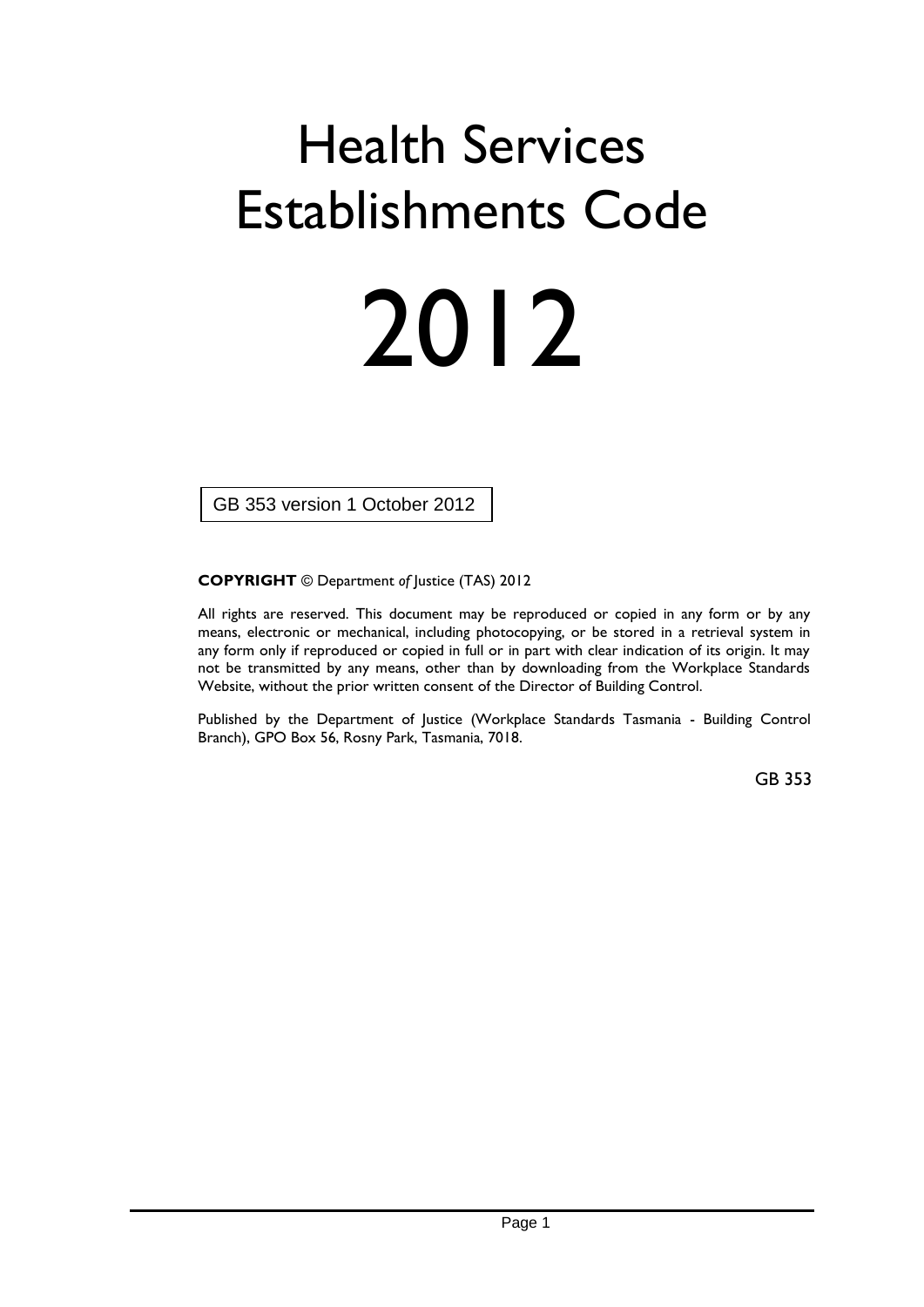# Health Services Establishments Code

# 2012

GB 353 version 1 October 2012

**COPYRIGHT** © Department *of* Justice (TAS) 2012

All rights are reserved. This document may be reproduced or copied in any form or by any means, electronic or mechanical, including photocopying, or be stored in a retrieval system in any form only if reproduced or copied in full or in part with clear indication of its origin. It may not be transmitted by any means, other than by downloading from the Workplace Standards Website, without the prior written consent of the Director of Building Control.

Published by the Department of Justice (Workplace Standards Tasmania - Building Control Branch), GPO Box 56, Rosny Park, Tasmania, 7018.

GB 353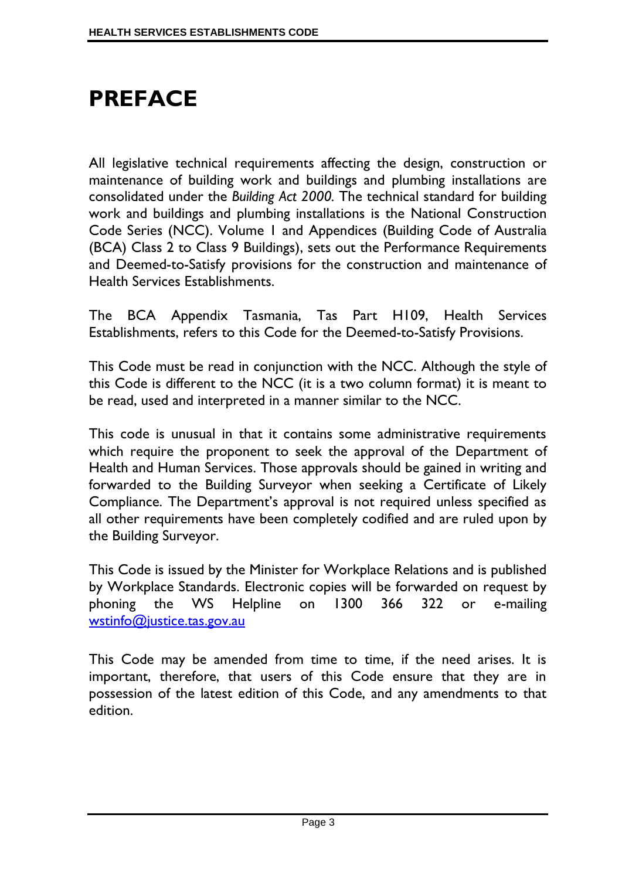# PREFACE

All legislative technical requirements affecting the design, construction or maintenance of building work and buildings and plumbing installations are consolidated under the *Building Act 2000*. The technical standard for building work and buildings and plumbing installations is the National Construction Code Series (NCC). Volume 1 and Appendices (Building Code of Australia (BCA) Class 2 to Class 9 Buildings), sets out the Performance Requirements and Deemed-to-Satisfy provisions for the construction and maintenance of Health Services Establishments.

The BCA Appendix Tasmania, Tas Part H109, Health Services Establishments, refers to this Code for the Deemed-to-Satisfy Provisions.

This Code must be read in conjunction with the NCC. Although the style of this Code is different to the NCC (it is a two column format) it is meant to be read, used and interpreted in a manner similar to the NCC.

This code is unusual in that it contains some administrative requirements which require the proponent to seek the approval of the Department of Health and Human Services. Those approvals should be gained in writing and forwarded to the Building Surveyor when seeking a Certificate of Likely Compliance. The Department's approval is not required unless specified as all other requirements have been completely codified and are ruled upon by the Building Surveyor.

This Code is issued by the Minister for Workplace Relations and is published by Workplace Standards. Electronic copies will be forwarded on request by phoning the WS Helpline on 1300 366 322 or e-mailing wstinfo@justice.tas.gov.au

This Code may be amended from time to time, if the need arises. It is important, therefore, that users of this Code ensure that they are in possession of the latest edition of this Code, and any amendments to that edition.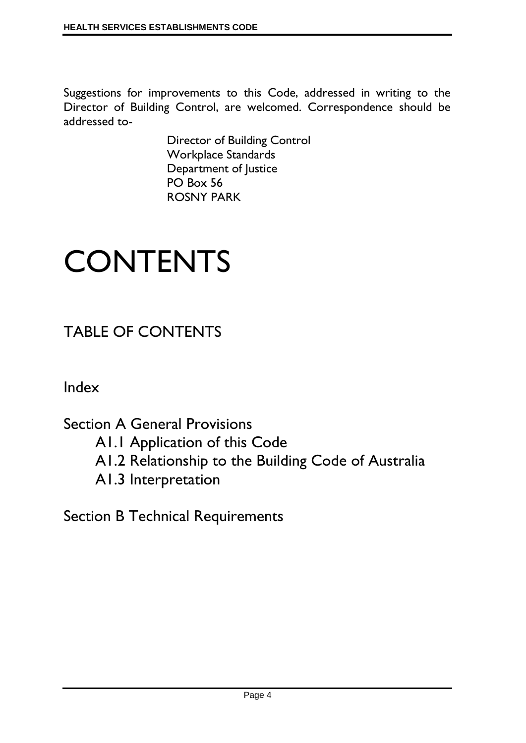Suggestions for improvements to this Code, addressed in writing to the Director of Building Control, are welcomed. Correspondence should be addressed to-

Director of Building Control
Workplace Standards
Department of Justice
PO Box 56
ROSNY PARK

# CONTENTS

## TABLE OF CONTENTS

Index

Section A General Provisions

- A1.1 Application of this Code
- A1.2 Relationship to the Building Code of Australia
- A1.3 Interpretation

Section B Technical Requirements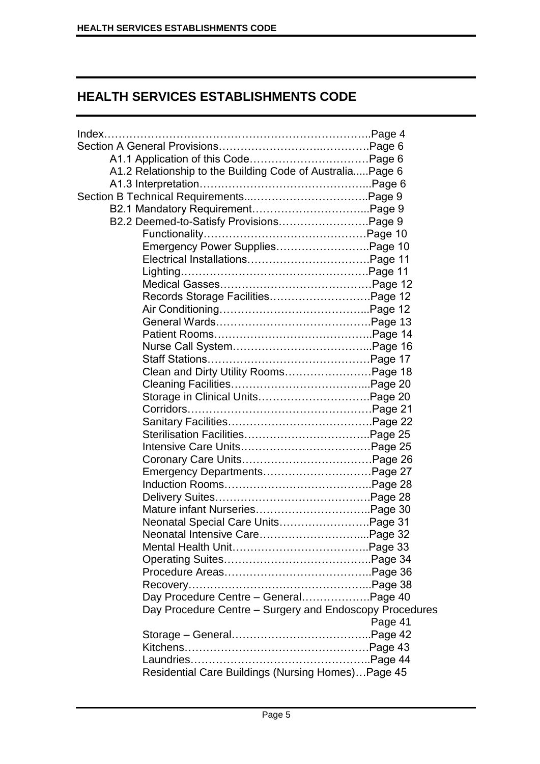# HEALTH SERVICES ESTABLISHMENTS CODE

Index……………………………………………………………….Page 4
Section A General Provisions…………………………..…………Page 6
- A1.1 Application of this Code……………………………Page 6
- A1.2 Relationship to the Building Code of Australia.....Page 6
- A1.3 Interpretation………………………………………..Page 6

Section B Technical Requirements...…………………………..Page 9
- B2.1 Mandatory Requirement…………………………...Page 9
- B2.2 Deemed-to-Satisfy Provisions…………………….Page 9
  - Functionality………………………………………Page 10
  - Emergency Power Supplies……………………..Page 10
  - Electrical Installations……………………………Page 11
  - Lighting…………………………………………….Page 11
  - Medical Gasses……………………………………Page 12
  - Records Storage Facilities………………………Page 12
  - Air Conditioning…………………………………...Page 12
  - General Wards…………………………………….Page 13
  - Patient Rooms……………………………………..Page 14
  - Nurse Call System………………………………...Page 16
  - Staff Stations………………………………………Page 17
  - Clean and Dirty Utility Rooms……………………Page 18
  - Cleaning Facilities………………………………...Page 20
  - Storage in Clinical Units…………………………Page 20
  - Corridors……………………………………………Page 21
  - Sanitary Facilities………………………………….Page 22
  - Sterilisation Facilities……………………………..Page 25
  - Intensive Care Units………………………………Page 25
  - Coronary Care Units………………………………Page 26
  - Emergency Departments…………………………Page 27
  - Induction Rooms…………………………………..Page 28
  - Delivery Suites…………………………………….Page 28
  - Mature infant Nurseries…………………………..Page 30
  - Neonatal Special Care Units…………………….Page 31
  - Neonatal Intensive Care………………………....Page 32
  - Mental Health Unit………………………………..Page 33
  - Operating Suites…………………………………..Page 34
  - Procedure Areas…………………………………..Page 36
  - Recovery…………………………………………...Page 38
  - Day Procedure Centre – General………………Page 40
  - Day Procedure Centre – Surgery and Endoscopy Procedures Page 41
  - Storage – General………………………………...Page 42
  - Kitchens……………………………………………Page 43
  - Laundries…………………………………………..Page 44
  - Residential Care Buildings (Nursing Homes)…Page 45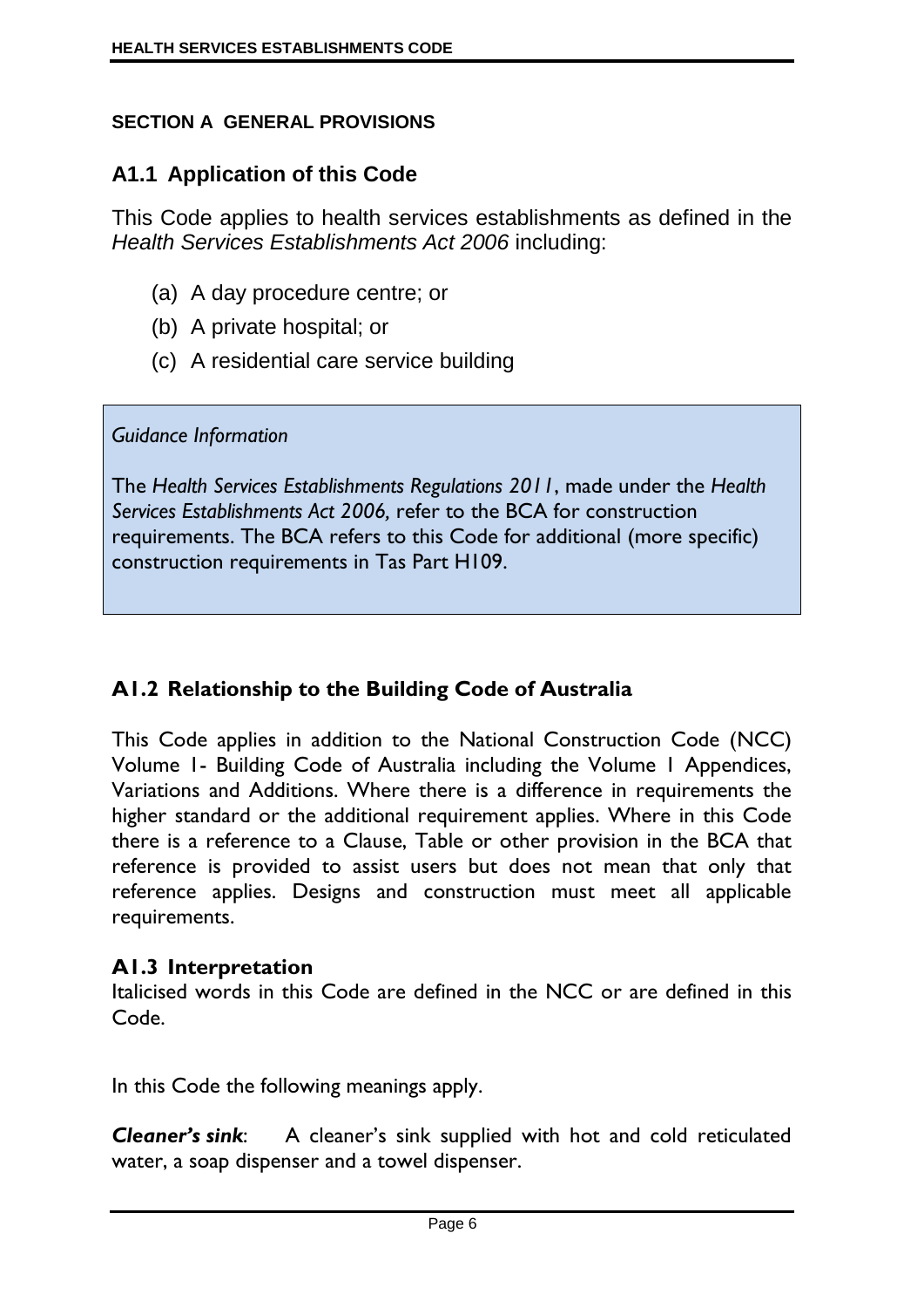## SECTION A GENERAL PROVISIONS

### A1.1 Application of this Code

This Code applies to health services establishments as defined in the *Health Services Establishments Act 2006* including:

(a) A day procedure centre; or

(b) A private hospital; or

(c) A residential care service building

> *Guidance Information*
>
> The *Health Services Establishments Regulations 2011*, made under the *Health Services Establishments Act 2006,* refer to the BCA for construction requirements. The BCA refers to this Code for additional (more specific) construction requirements in Tas Part H109.

### A1.2 Relationship to the Building Code of Australia

This Code applies in addition to the National Construction Code (NCC) Volume 1- Building Code of Australia including the Volume 1 Appendices, Variations and Additions. Where there is a difference in requirements the higher standard or the additional requirement applies. Where in this Code there is a reference to a Clause, Table or other provision in the BCA that reference is provided to assist users but does not mean that only that reference applies. Designs and construction must meet all applicable requirements.

### A1.3 Interpretation

Italicised words in this Code are defined in the NCC or are defined in this Code.

In this Code the following meanings apply.

***Cleaner's sink***: A cleaner's sink supplied with hot and cold reticulated water, a soap dispenser and a towel dispenser.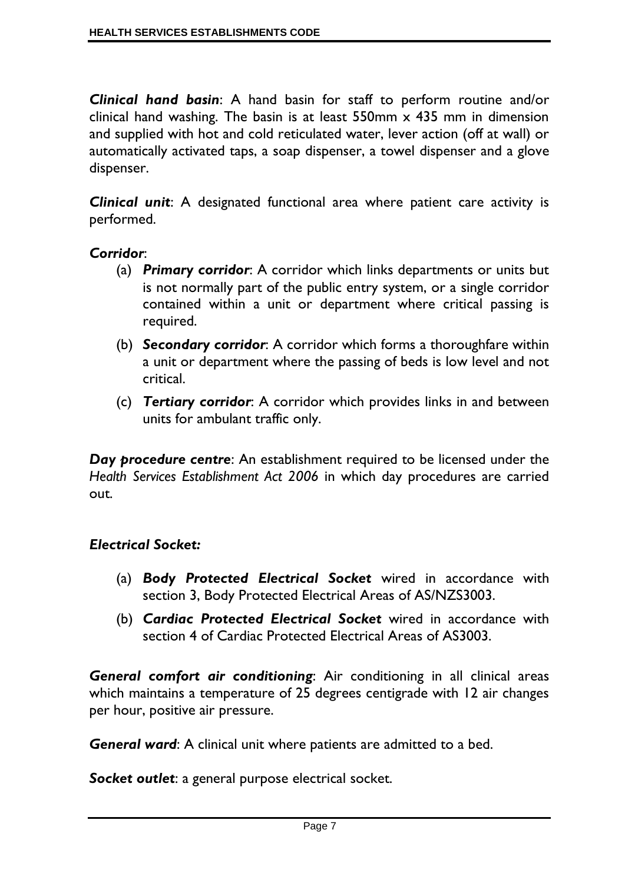***Clinical hand basin***: A hand basin for staff to perform routine and/or clinical hand washing. The basin is at least 550mm x 435 mm in dimension and supplied with hot and cold reticulated water, lever action (off at wall) or automatically activated taps, a soap dispenser, a towel dispenser and a glove dispenser.

***Clinical unit***: A designated functional area where patient care activity is performed.

***Corridor***:

(a) ***Primary corridor***: A corridor which links departments or units but is not normally part of the public entry system, or a single corridor contained within a unit or department where critical passing is required.

(b) ***Secondary corridor***: A corridor which forms a thoroughfare within a unit or department where the passing of beds is low level and not critical.

(c) ***Tertiary corridor***: A corridor which provides links in and between units for ambulant traffic only.

***Day procedure centre***: An establishment required to be licensed under the *Health Services Establishment Act 2006* in which day procedures are carried out.

***Electrical Socket:***

(a) ***Body Protected Electrical Socket*** wired in accordance with section 3, Body Protected Electrical Areas of AS/NZS3003.

(b) ***Cardiac Protected Electrical Socket*** wired in accordance with section 4 of Cardiac Protected Electrical Areas of AS3003.

***General comfort air conditioning***: Air conditioning in all clinical areas which maintains a temperature of 25 degrees centigrade with 12 air changes per hour, positive air pressure.

***General ward***: A clinical unit where patients are admitted to a bed.

***Socket outlet***: a general purpose electrical socket.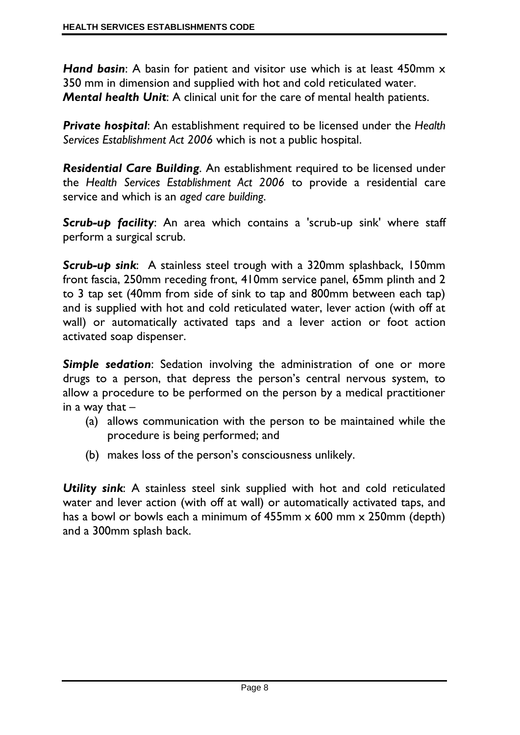***Hand basin***: A basin for patient and visitor use which is at least 450mm x 350 mm in dimension and supplied with hot and cold reticulated water.
***Mental health Unit***: A clinical unit for the care of mental health patients.

***Private hospital***: An establishment required to be licensed under the *Health Services Establishment Act 2006* which is not a public hospital.

***Residential Care Building***. An establishment required to be licensed under the *Health Services Establishment Act 2006* to provide a residential care service and which is an *aged care building*.

***Scrub-up facility***: An area which contains a 'scrub-up sink' where staff perform a surgical scrub.

***Scrub-up sink***: A stainless steel trough with a 320mm splashback, 150mm front fascia, 250mm receding front, 410mm service panel, 65mm plinth and 2 to 3 tap set (40mm from side of sink to tap and 800mm between each tap) and is supplied with hot and cold reticulated water, lever action (with off at wall) or automatically activated taps and a lever action or foot action activated soap dispenser.

***Simple sedation***: Sedation involving the administration of one or more drugs to a person, that depress the person's central nervous system, to allow a procedure to be performed on the person by a medical practitioner in a way that –

(a) allows communication with the person to be maintained while the procedure is being performed; and

(b) makes loss of the person's consciousness unlikely.

***Utility sink***: A stainless steel sink supplied with hot and cold reticulated water and lever action (with off at wall) or automatically activated taps, and has a bowl or bowls each a minimum of 455mm x 600 mm x 250mm (depth) and a 300mm splash back.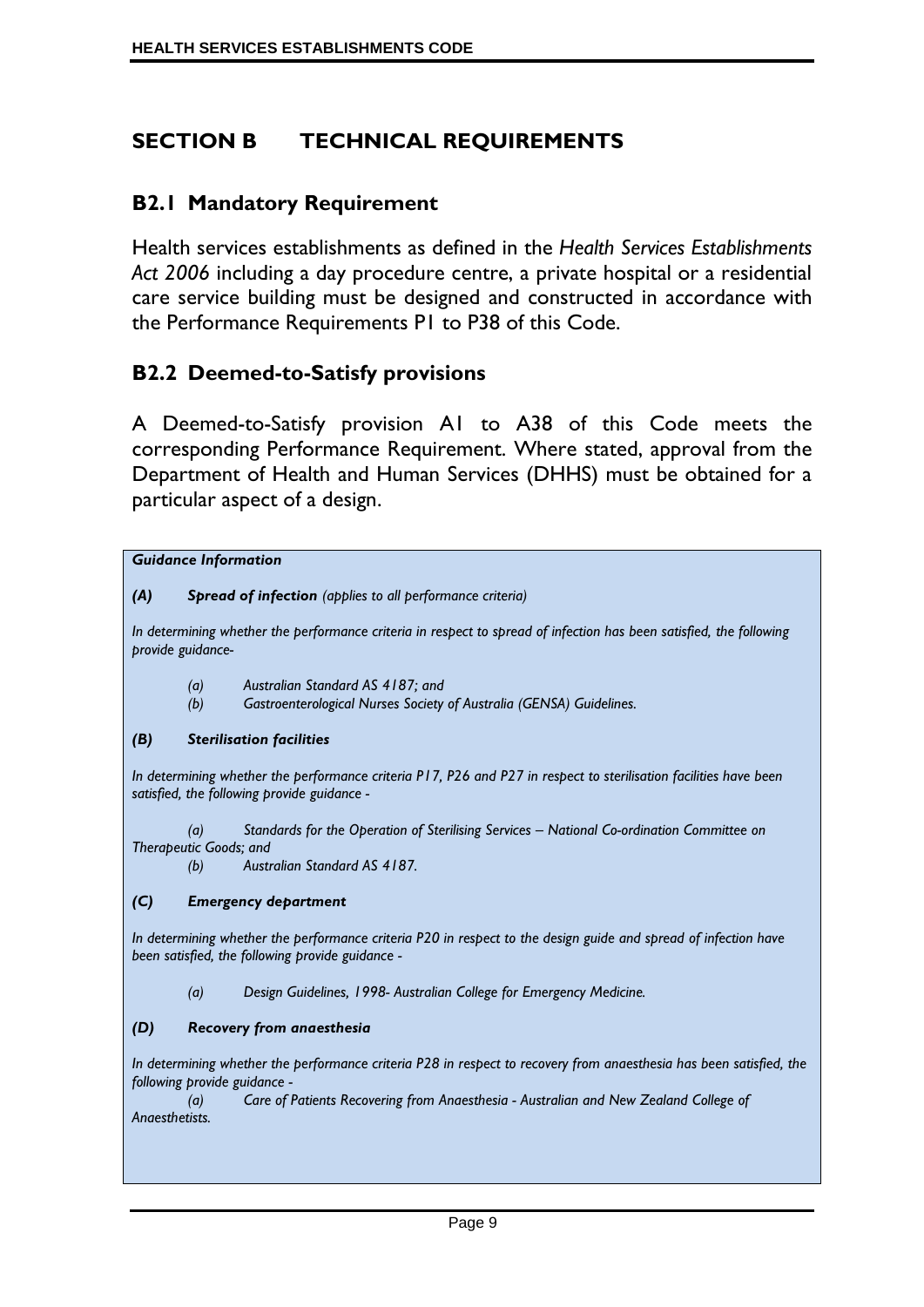## SECTION B TECHNICAL REQUIREMENTS

### B2.1 Mandatory Requirement

Health services establishments as defined in the *Health Services Establishments Act 2006* including a day procedure centre, a private hospital or a residential care service building must be designed and constructed in accordance with the Performance Requirements P1 to P38 of this Code.

### B2.2 Deemed-to-Satisfy provisions

A Deemed-to-Satisfy provision A1 to A38 of this Code meets the corresponding Performance Requirement. Where stated, approval from the Department of Health and Human Services (DHHS) must be obtained for a particular aspect of a design.

***Guidance Information***

***(A) Spread of infection** (applies to all performance criteria)*

*In determining whether the performance criteria in respect to spread of infection has been satisfied, the following provide guidance-*

- *(a) Australian Standard AS 4187; and*
- *(b) Gastroenterological Nurses Society of Australia (GENSA) Guidelines.*

***(B) Sterilisation facilities***

*In determining whether the performance criteria P17, P26 and P27 in respect to sterilisation facilities have been satisfied, the following provide guidance -*

- *(a) Standards for the Operation of Sterilising Services – National Co-ordination Committee on Therapeutic Goods; and*
- *(b) Australian Standard AS 4187.*

***(C) Emergency department***

*In determining whether the performance criteria P20 in respect to the design guide and spread of infection have been satisfied, the following provide guidance -*

- *(a) Design Guidelines, 1998- Australian College for Emergency Medicine.*

***(D) Recovery from anaesthesia***

*In determining whether the performance criteria P28 in respect to recovery from anaesthesia has been satisfied, the following provide guidance -*

- *(a) Care of Patients Recovering from Anaesthesia - Australian and New Zealand College of Anaesthetists.*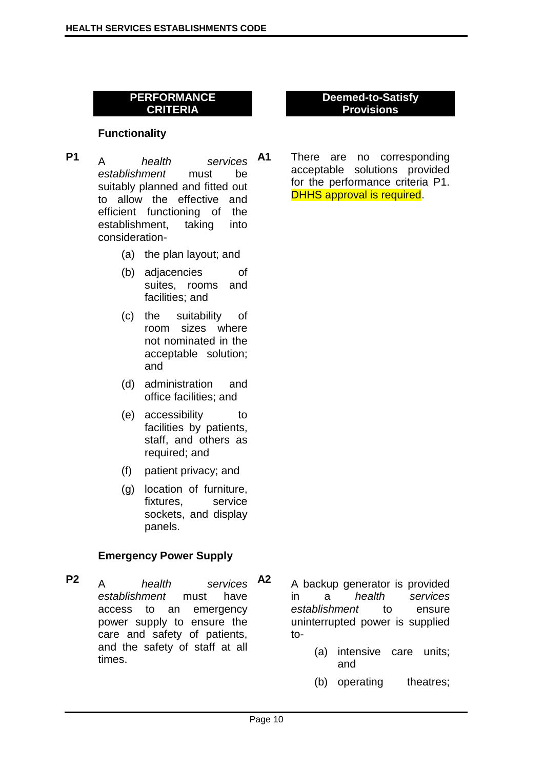| PERFORMANCE CRITERIA | | Deemed-to-Satisfy Provisions | |
|---|---|---|---|
| | **Functionality** | | |
| **P1** | A *health services establishment* must be suitably planned and fitted out to allow the effective and efficient functioning of the establishment, taking into consideration-<br>(a) the plan layout; and<br>(b) adjacencies of suites, rooms and facilities; and<br>(c) the suitability of room sizes where not nominated in the acceptable solution; and<br>(d) administration and office facilities; and<br>(e) accessibility to facilities by patients, staff, and others as required; and<br>(f) patient privacy; and<br>(g) location of furniture, fixtures, service sockets, and display panels. | **A1** | There are no corresponding acceptable solutions provided for the performance criteria P1. DHHS approval is required. |
| | **Emergency Power Supply** | | |
| **P2** | A *health services establishment* must have access to an emergency power supply to ensure the care and safety of patients, and the safety of staff at all times. | **A2** | A backup generator is provided in a *health services establishment* to ensure uninterrupted power is supplied to-<br>(a) intensive care units; and<br>(b) operating theatres; |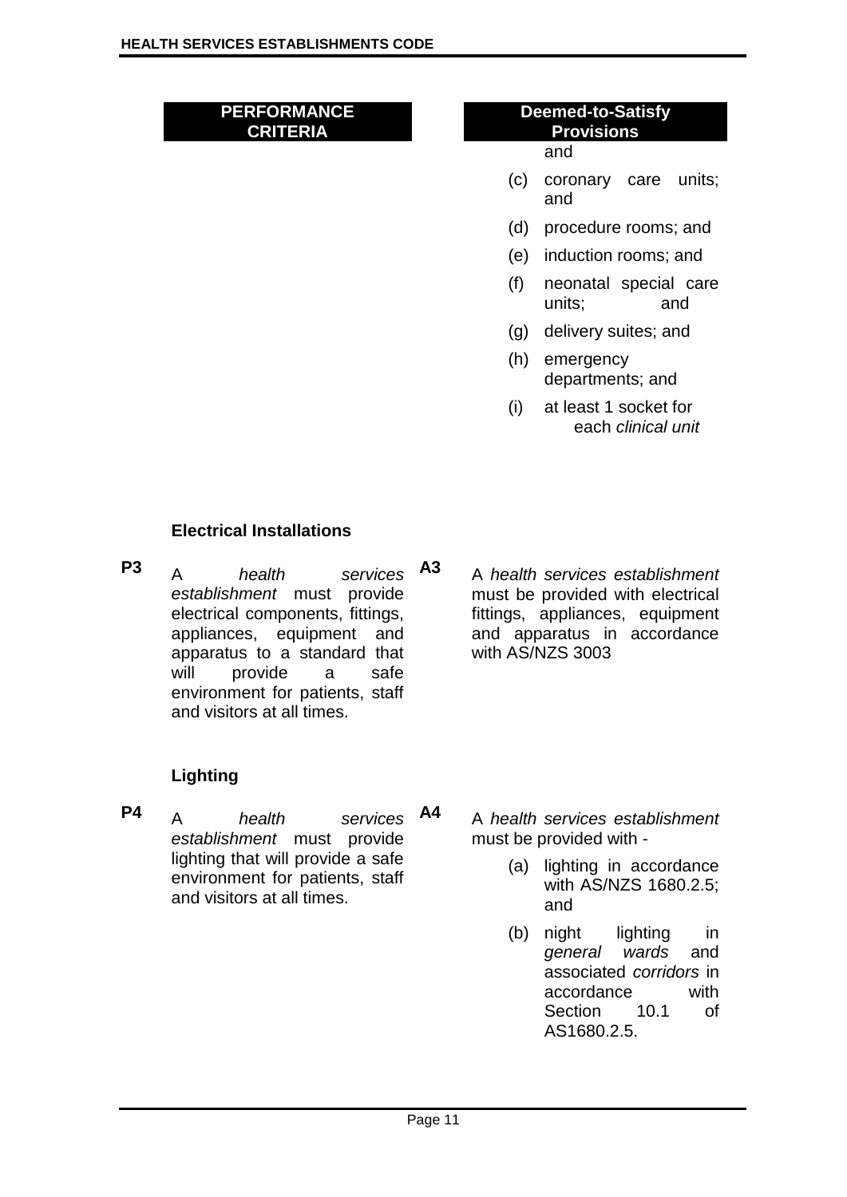| PERFORMANCE CRITERIA | | Deemed-to-Satisfy Provisions | |
|---|---|---|---|
| | | | and<br>(c) coronary care units; and<br>(d) procedure rooms; and<br>(e) induction rooms; and<br>(f) neonatal special care units; and<br>(g) delivery suites; and<br>(h) emergency departments; and<br>(i) at least 1 socket for each *clinical unit* |

**Electrical Installations**

| | | | |
|---|---|---|---|
| **P3** | A *health services establishment* must provide electrical components, fittings, appliances, equipment and apparatus to a standard that will provide a safe environment for patients, staff and visitors at all times. | **A3** | A *health services establishment* must be provided with electrical fittings, appliances, equipment and apparatus in accordance with AS/NZS 3003 |

**Lighting**

| | | | |
|---|---|---|---|
| **P4** | A *health services establishment* must provide lighting that will provide a safe environment for patients, staff and visitors at all times. | **A4** | A *health services establishment* must be provided with -<br>(a) lighting in accordance with AS/NZS 1680.2.5; and<br>(b) night lighting in *general wards* and associated *corridors* in accordance with Section 10.1 of AS1680.2.5. |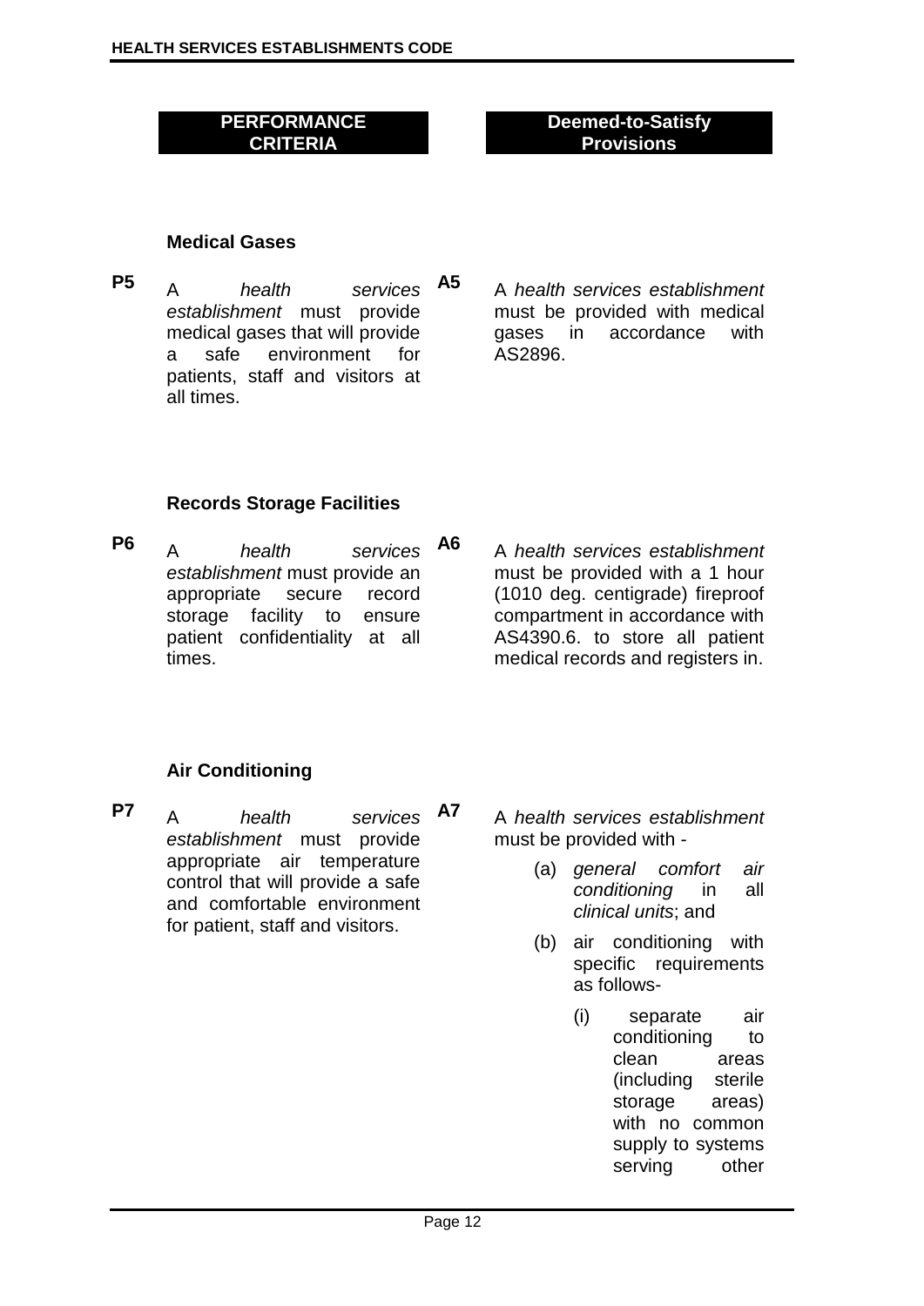| PERFORMANCE CRITERIA | | Deemed-to-Satisfy Provisions | |
|---|---|---|---|
| | **Medical Gases** | | |
| **P5** | A *health services establishment* must provide medical gases that will provide a safe environment for patients, staff and visitors at all times. | **A5** | A *health services establishment* must be provided with medical gases in accordance with AS2896. |
| | **Records Storage Facilities** | | |
| **P6** | A *health services establishment* must provide an appropriate secure record storage facility to ensure patient confidentiality at all times. | **A6** | A *health services establishment* must be provided with a 1 hour (1010 deg. centigrade) fireproof compartment in accordance with AS4390.6. to store all patient medical records and registers in. |
| | **Air Conditioning** | | |
| **P7** | A *health services establishment* must provide appropriate air temperature control that will provide a safe and comfortable environment for patient, staff and visitors. | **A7** | A *health services establishment* must be provided with - <br>(a) *general comfort air conditioning* in all *clinical units*; and <br>(b) air conditioning with specific requirements as follows- <br>(i) separate air conditioning to clean areas (including sterile storage areas) with no common supply to systems serving other |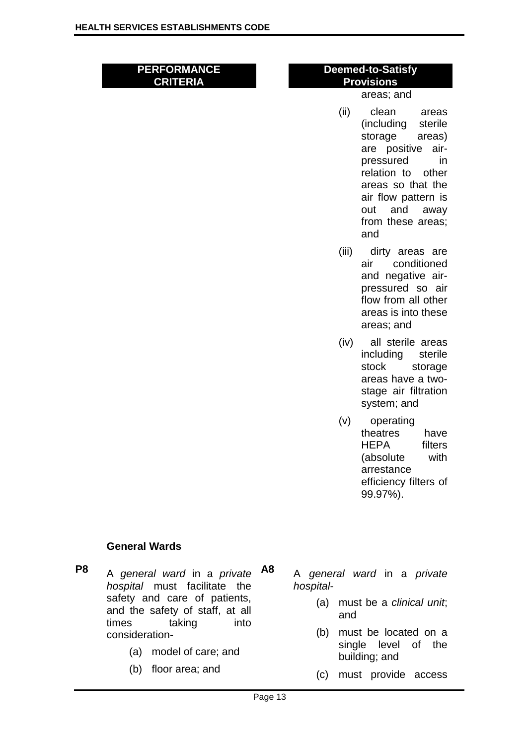| PERFORMANCE CRITERIA | Deemed-to-Satisfy Provisions |
| --- | --- |
| | areas; and |
| | (ii) clean areas (including sterile storage areas) are positive air-pressured in relation to other areas so that the air flow pattern is out and away from these areas; and |
| | (iii) dirty areas are air conditioned and negative air-pressured so air flow from all other areas is into these areas; and |
| | (iv) all sterile areas including sterile stock storage areas have a two-stage air filtration system; and |
| | (v) operating theatres have HEPA filters (absolute with arrestance efficiency filters of 99.97%). |

### General Wards

| PERFORMANCE CRITERIA | Deemed-to-Satisfy Provisions |
| --- | --- |
| **P8** A *general ward* in a *private hospital* must facilitate the safety and care of patients, and the safety of staff, at all times taking into consideration-<br>(a) model of care; and<br>(b) floor area; and | **A8** A *general ward* in a *private hospital*-<br>(a) must be a *clinical unit*; and<br>(b) must be located on a single level of the building; and<br>(c) must provide access |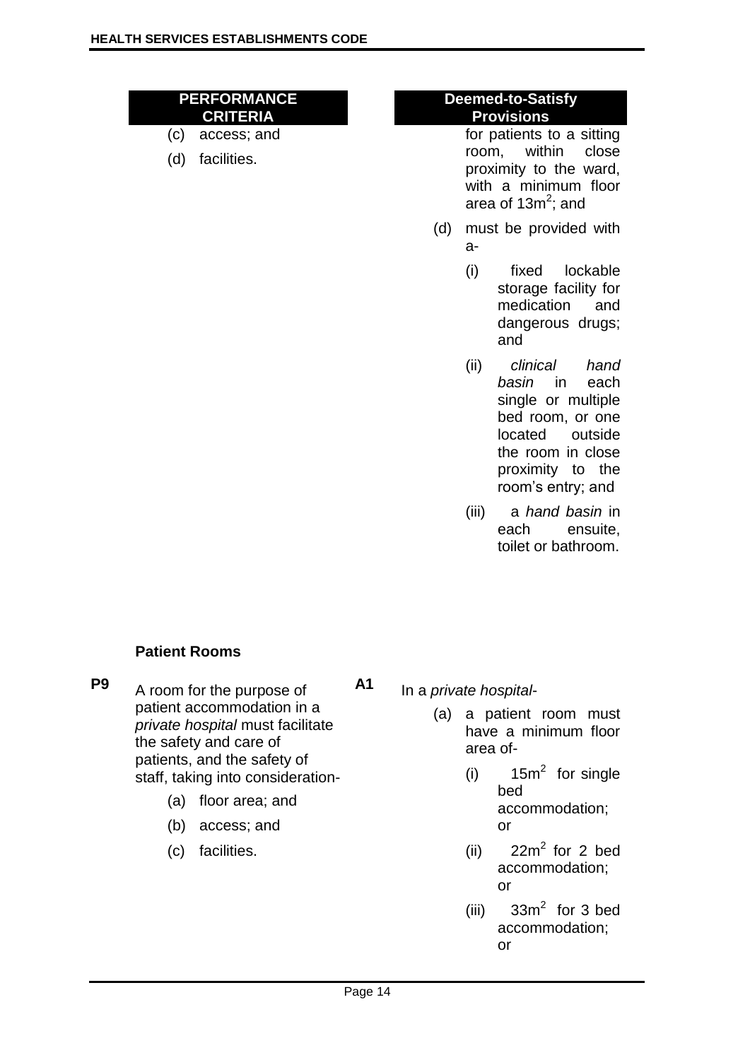| PERFORMANCE CRITERIA | Deemed-to-Satisfy Provisions |
| --- | --- |
| (c) access; and<br>(d) facilities. | for patients to a sitting room, within close proximity to the ward, with a minimum floor area of $13m^2$; and<br>(d) must be provided with a-<br>(i) fixed lockable storage facility for medication and dangerous drugs; and<br>(ii) *clinical hand basin* in each single or multiple bed room, or one located outside the room in close proximity to the room's entry; and<br>(iii) a *hand basin* in each ensuite, toilet or bathroom. |

### Patient Rooms

| PERFORMANCE CRITERIA | Deemed-to-Satisfy Provisions |
| --- | --- |
| **P9** A room for the purpose of patient accommodation in a *private hospital* must facilitate the safety and care of patients, and the safety of staff, taking into consideration-<br>(a) floor area; and<br>(b) access; and<br>(c) facilities. | **A1** In a *private hospital*-<br>(a) a patient room must have a minimum floor area of-<br>(i) $15m^2$ for single bed accommodation; or<br>(ii) $22m^2$ for 2 bed accommodation; or<br>(iii) $33m^2$ for 3 bed accommodation; or |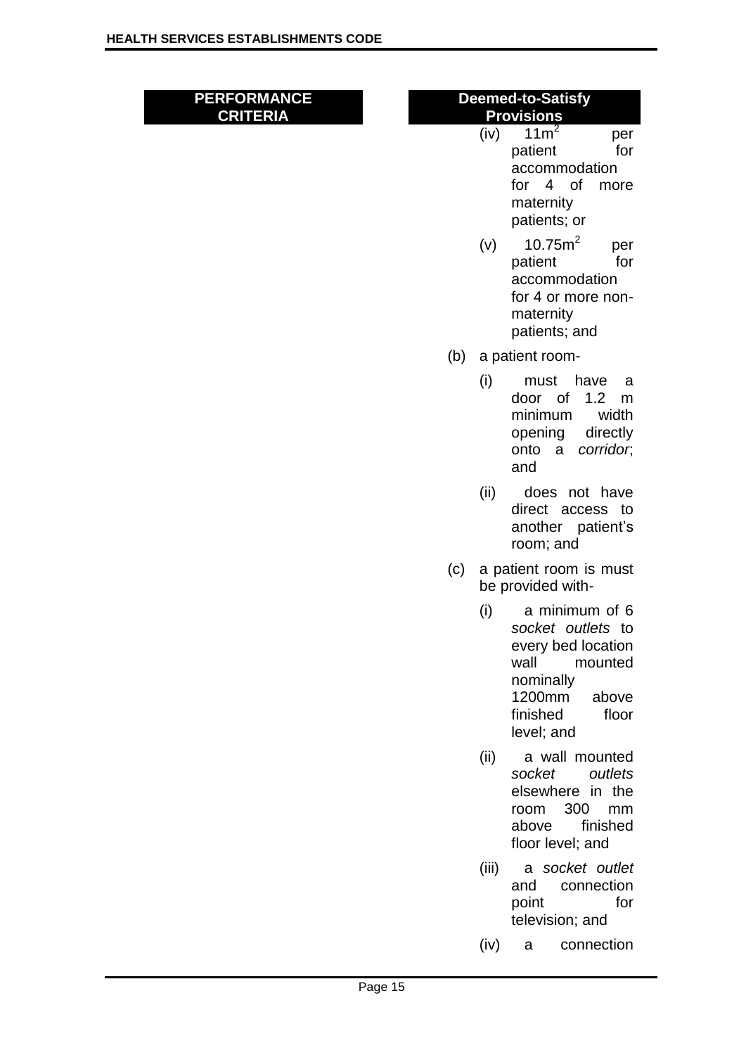| PERFORMANCE CRITERIA | Deemed-to-Satisfy Provisions |
| --- | --- |
| | (iv) $11m^2$ per patient for accommodation for 4 of more maternity patients; or<br><br>(v) $10.75m^2$ per patient for accommodation for 4 or more non-maternity patients; and<br><br>(b) a patient room-<br><br>(i) must have a door of 1.2 m minimum width opening directly onto a *corridor*; and<br><br>(ii) does not have direct access to another patient's room; and<br><br>(c) a patient room is must be provided with-<br><br>(i) a minimum of 6 *socket outlets* to every bed location wall mounted nominally 1200mm above finished floor level; and<br><br>(ii) a wall mounted *socket outlets* elsewhere in the room 300 mm above finished floor level; and<br><br>(iii) a *socket outlet* and connection point for television; and<br><br>(iv) a connection |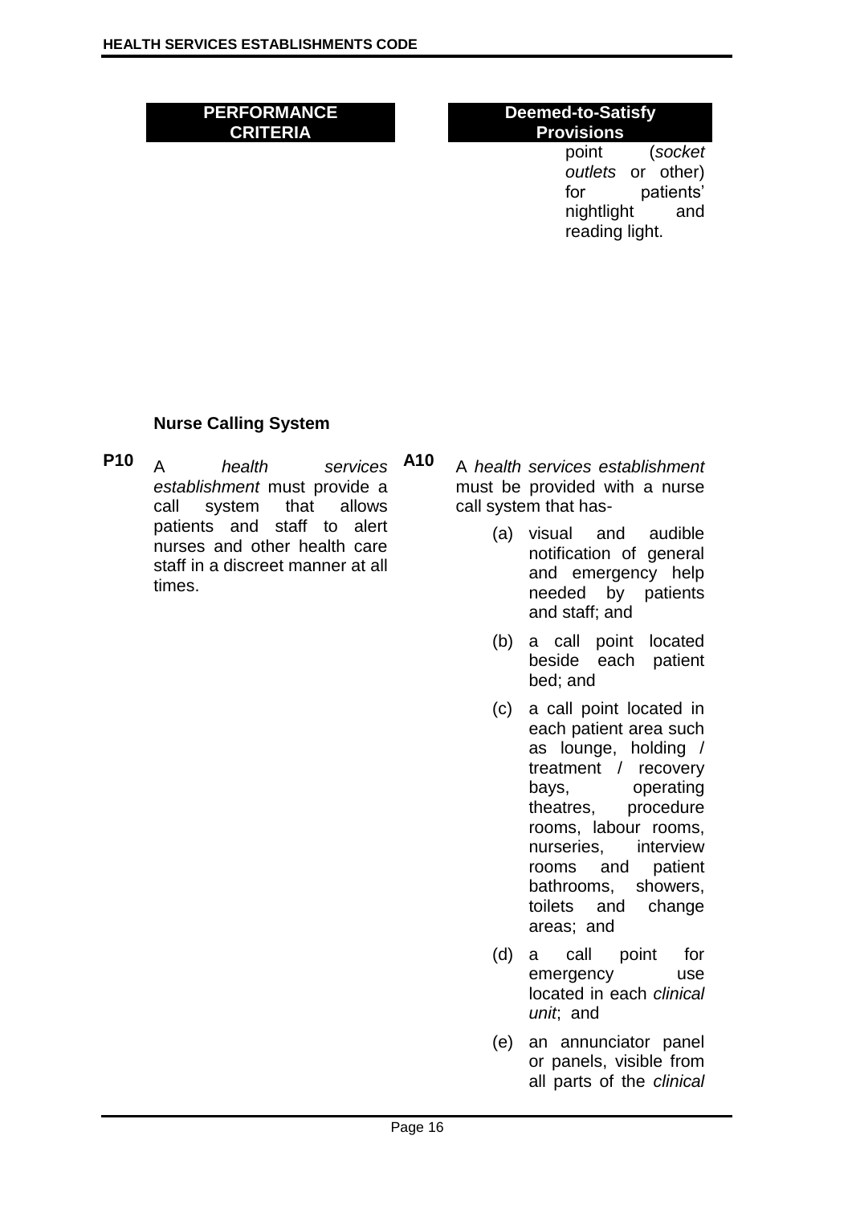| PERFORMANCE CRITERIA | | Deemed-to-Satisfy Provisions | |
|---|---|---|---|
| | | | point (*socket outlets* or other) for patients' nightlight and reading light. |

### Nurse Calling System

| | | | |
|---|---|---|---|
| **P10** | A *health services establishment* must provide a call system that allows patients and staff to alert nurses and other health care staff in a discreet manner at all times. | **A10** | A *health services establishment* must be provided with a nurse call system that has-<br>(a) visual and audible notification of general and emergency help needed by patients and staff; and<br>(b) a call point located beside each patient bed; and<br>(c) a call point located in each patient area such as lounge, holding / treatment / recovery bays, operating theatres, procedure rooms, labour rooms, nurseries, interview rooms and patient bathrooms, showers, toilets and change areas; and<br>(d) a call point for emergency use located in each *clinical unit*; and<br>(e) an annunciator panel or panels, visible from all parts of the *clinical* |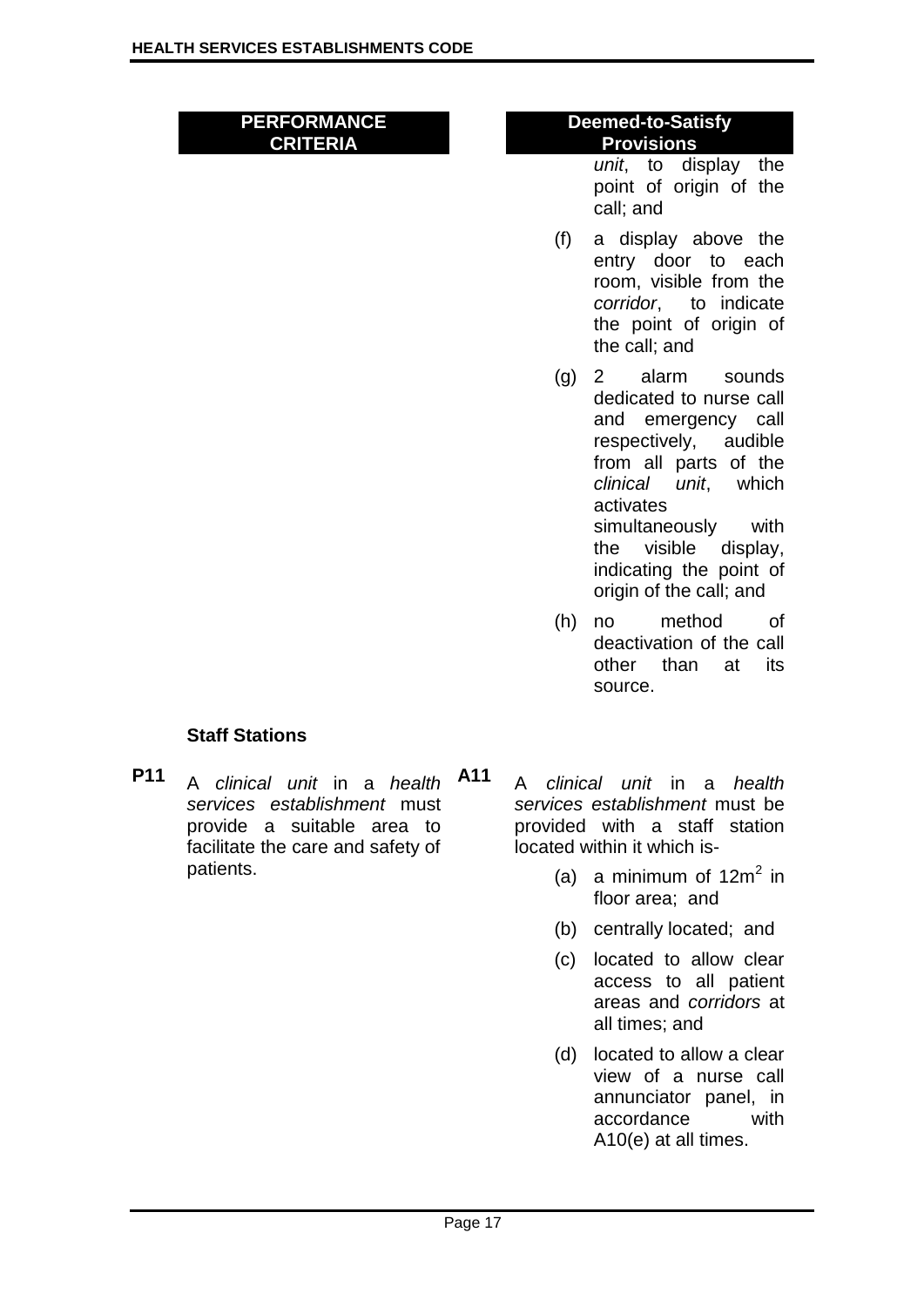| PERFORMANCE CRITERIA | Deemed-to-Satisfy Provisions |
|---|---|
| | *unit*, to display the point of origin of the call; and |
| | (f) a display above the entry door to each room, visible from the *corridor*, to indicate the point of origin of the call; and |
| | (g) 2 alarm sounds dedicated to nurse call and emergency call respectively, audible from all parts of the *clinical unit*, which activates simultaneously with the visible display, indicating the point of origin of the call; and |
| | (h) no method of deactivation of the call other than at its source. |

### Staff Stations

| PERFORMANCE CRITERIA | Deemed-to-Satisfy Provisions |
|---|---|
| **P11** A *clinical unit* in a *health services establishment* must provide a suitable area to facilitate the care and safety of patients. | **A11** A *clinical unit* in a *health services establishment* must be provided with a staff station located within it which is-<br>(a) a minimum of $12m^2$ in floor area; and<br>(b) centrally located; and<br>(c) located to allow clear access to all patient areas and *corridors* at all times; and<br>(d) located to allow a clear view of a nurse call annunciator panel, in accordance with A10(e) at all times. |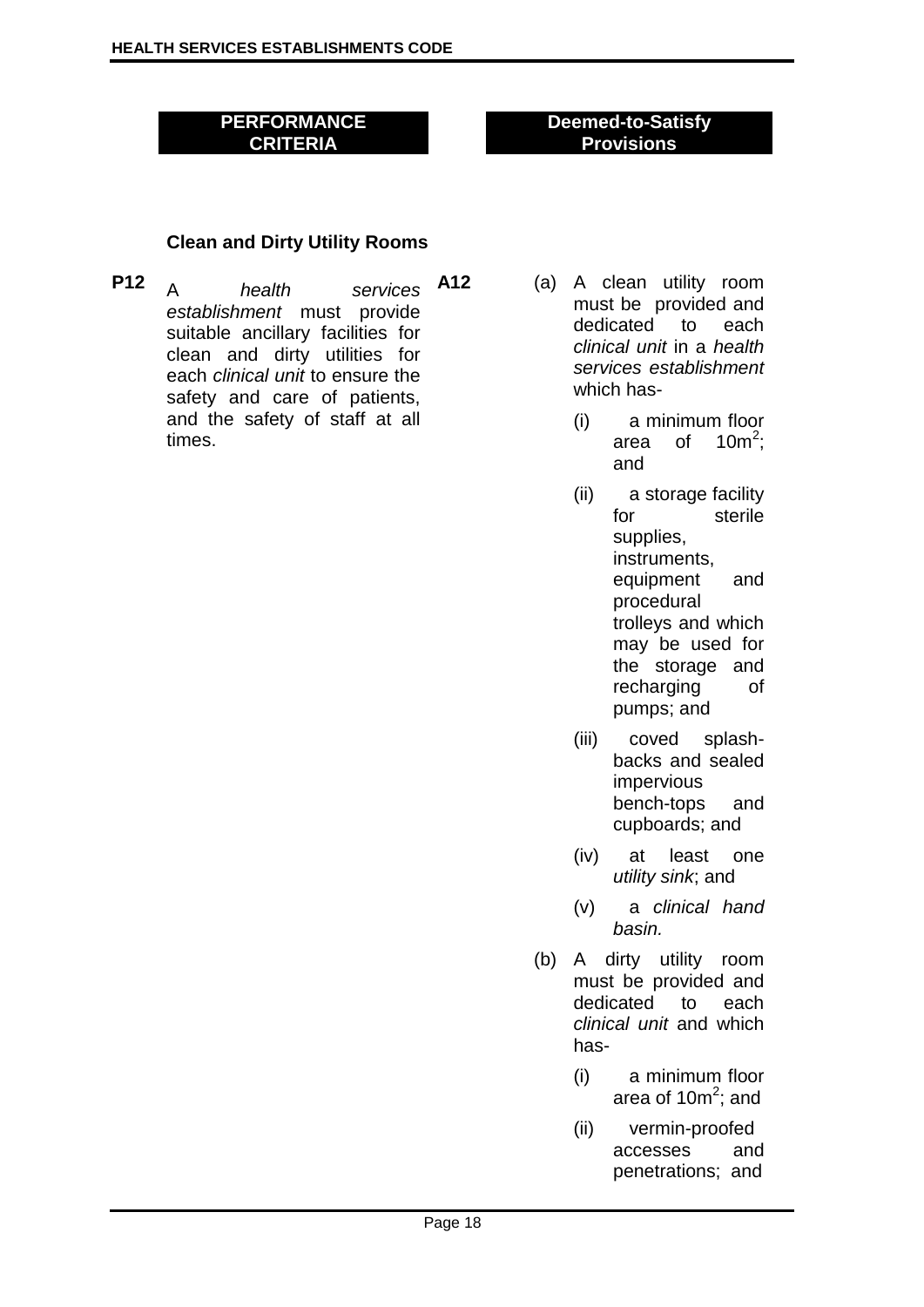| PERFORMANCE CRITERIA | | Deemed-to-Satisfy Provisions | |
|---|---|---|---|
| | **Clean and Dirty Utility Rooms** | | |
| **P12** | A *health services establishment* must provide suitable ancillary facilities for clean and dirty utilities for each *clinical unit* to ensure the safety and care of patients, and the safety of staff at all times. | **A12** | (a) A clean utility room must be provided and dedicated to each *clinical unit* in a *health services establishment* which has-<br>(i) a minimum floor area of $10m^2$; and<br>(ii) a storage facility for sterile supplies, instruments, equipment and procedural trolleys and which may be used for the storage and recharging of pumps; and<br>(iii) coved splash-backs and sealed impervious bench-tops and cupboards; and<br>(iv) at least one *utility sink*; and<br>(v) a *clinical hand basin.*<br><br>(b) A dirty utility room must be provided and dedicated to each *clinical unit* and which has-<br>(i) a minimum floor area of $10m^2$; and<br>(ii) vermin-proofed accesses and penetrations; and |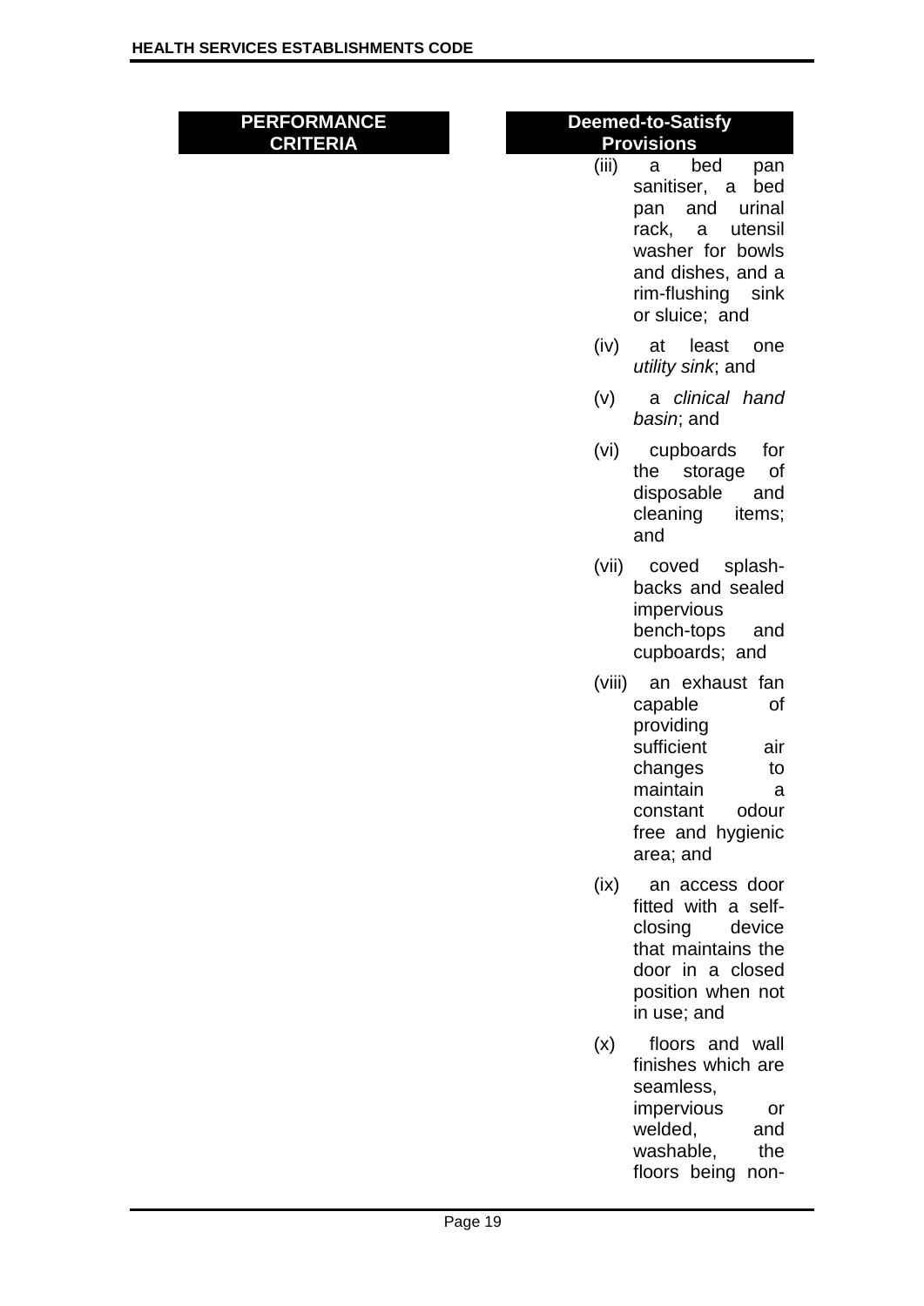| PERFORMANCE CRITERIA | Deemed-to-Satisfy Provisions |
|---|---|
| | (iii) a bed pan sanitiser, a bed pan and urinal rack, a utensil washer for bowls and dishes, and a rim-flushing sink or sluice; and |
| | (iv) at least one *utility sink*; and |
| | (v) a *clinical hand basin*; and |
| | (vi) cupboards for the storage of disposable and cleaning items; and |
| | (vii) coved splash-backs and sealed impervious bench-tops and cupboards; and |
| | (viii) an exhaust fan capable of providing sufficient air changes to maintain a constant odour free and hygienic area; and |
| | (ix) an access door fitted with a self-closing device that maintains the door in a closed position when not in use; and |
| | (x) floors and wall finishes which are seamless, impervious or welded, and washable, the floors being non- |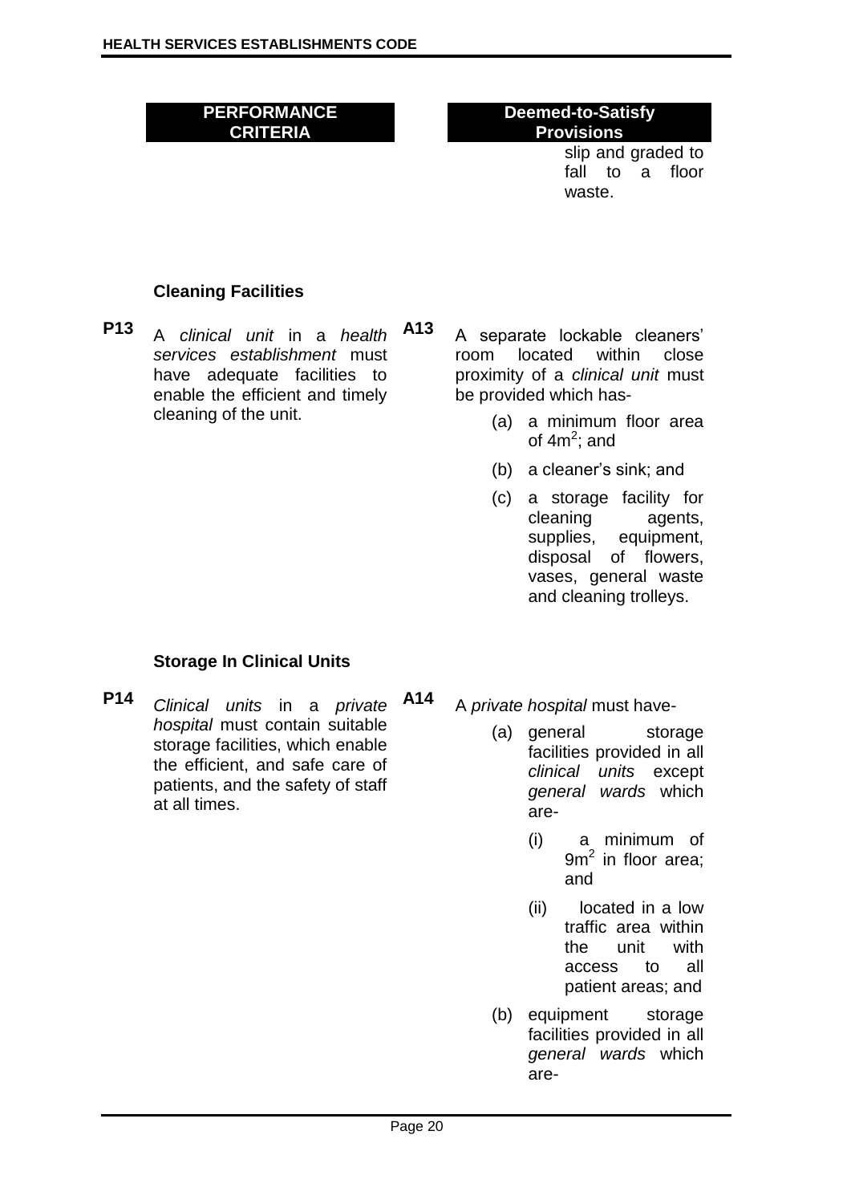| PERFORMANCE CRITERIA | | Deemed-to-Satisfy Provisions | |
|---|---|---|---|
| | | | slip and graded to fall to a floor waste. |
| | **Cleaning Facilities** | | |
| **P13** | A *clinical unit* in a *health services establishment* must have adequate facilities to enable the efficient and timely cleaning of the unit. | **A13** | A separate lockable cleaners' room located within close proximity of a *clinical unit* must be provided which has-<br>(a) a minimum floor area of $4m^2$; and<br>(b) a cleaner's sink; and<br>(c) a storage facility for cleaning agents, supplies, equipment, disposal of flowers, vases, general waste and cleaning trolleys. |
| | **Storage In Clinical Units** | | |
| **P14** | *Clinical units* in a *private hospital* must contain suitable storage facilities, which enable the efficient, and safe care of patients, and the safety of staff at all times. | **A14** | A *private hospital* must have-<br>(a) general storage facilities provided in all *clinical units* except *general wards* which are-<br>(i) a minimum of $9m^2$ in floor area; and<br>(ii) located in a low traffic area within the unit with access to all patient areas; and<br>(b) equipment storage facilities provided in all *general wards* which are- |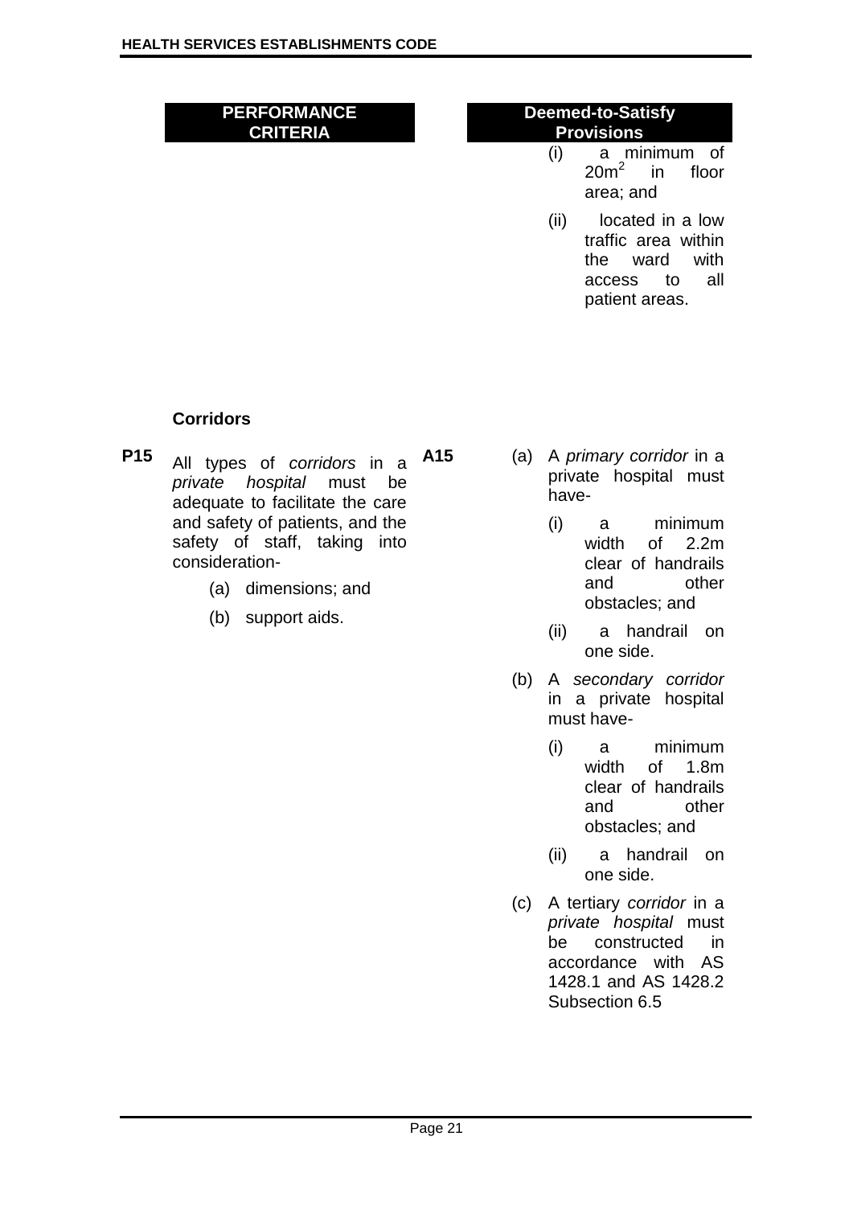| PERFORMANCE CRITERIA | Deemed-to-Satisfy Provisions |
|---|---|
| | (i) a minimum of $20m^2$ in floor area; and<br>(ii) located in a low traffic area within the ward with access to all patient areas. |

**Corridors**

| PERFORMANCE CRITERIA | Deemed-to-Satisfy Provisions |
|---|---|
| **P15** All types of *corridors* in a *private hospital* must be adequate to facilitate the care and safety of patients, and the safety of staff, taking into consideration-<br>(a) dimensions; and<br>(b) support aids. | **A15** (a) A *primary corridor* in a private hospital must have-<br>(i) a minimum width of 2.2m clear of handrails and other obstacles; and<br>(ii) a handrail on one side.<br>(b) A *secondary corridor* in a private hospital must have-<br>(i) a minimum width of 1.8m clear of handrails and other obstacles; and<br>(ii) a handrail on one side.<br>(c) A tertiary *corridor* in a *private hospital* must be constructed in accordance with AS 1428.1 and AS 1428.2 Subsection 6.5 |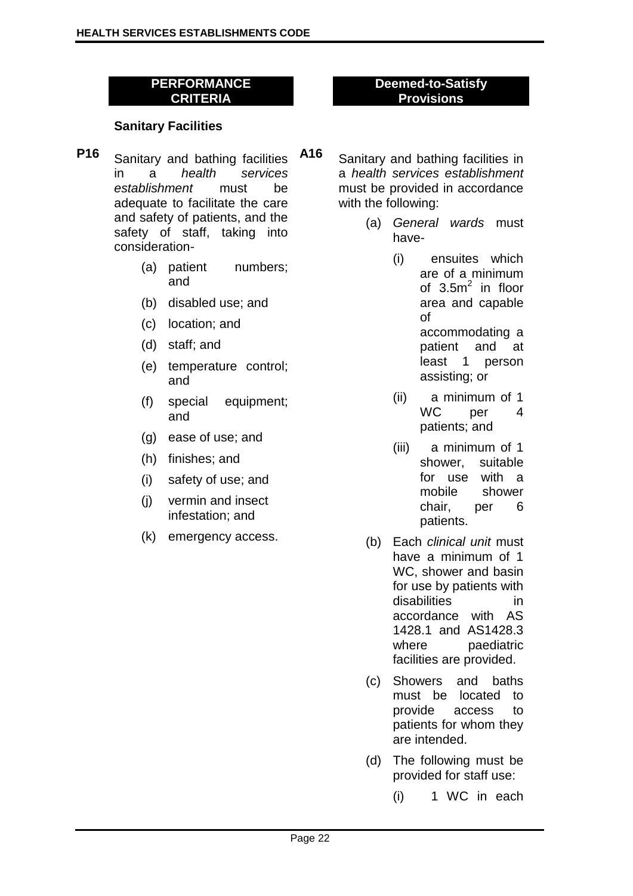| PERFORMANCE CRITERIA | Deemed-to-Satisfy Provisions |
|---|---|

### Sanitary Facilities

**P16** Sanitary and bathing facilities in a *health services establishment* must be adequate to facilitate the care and safety of patients, and the safety of staff, taking into consideration-

- (a) patient numbers; and
- (b) disabled use; and
- (c) location; and
- (d) staff; and
- (e) temperature control; and
- (f) special equipment; and
- (g) ease of use; and
- (h) finishes; and
- (i) safety of use; and
- (j) vermin and insect infestation; and
- (k) emergency access.

**A16** Sanitary and bathing facilities in a *health services establishment* must be provided in accordance with the following:

- (a) *General wards* must have-
  - (i) ensuites which are of a minimum of $3.5m^2$ in floor area and capable of accommodating a patient and at least 1 person assisting; or
  - (ii) a minimum of 1 WC per 4 patients; and
  - (iii) a minimum of 1 shower, suitable for use with a mobile shower chair, per 6 patients.
- (b) Each *clinical unit* must have a minimum of 1 WC, shower and basin for use by patients with disabilities in accordance with AS 1428.1 and AS1428.3 where paediatric facilities are provided.
- (c) Showers and baths must be located to provide access to patients for whom they are intended.
- (d) The following must be provided for staff use:
  - (i) 1 WC in each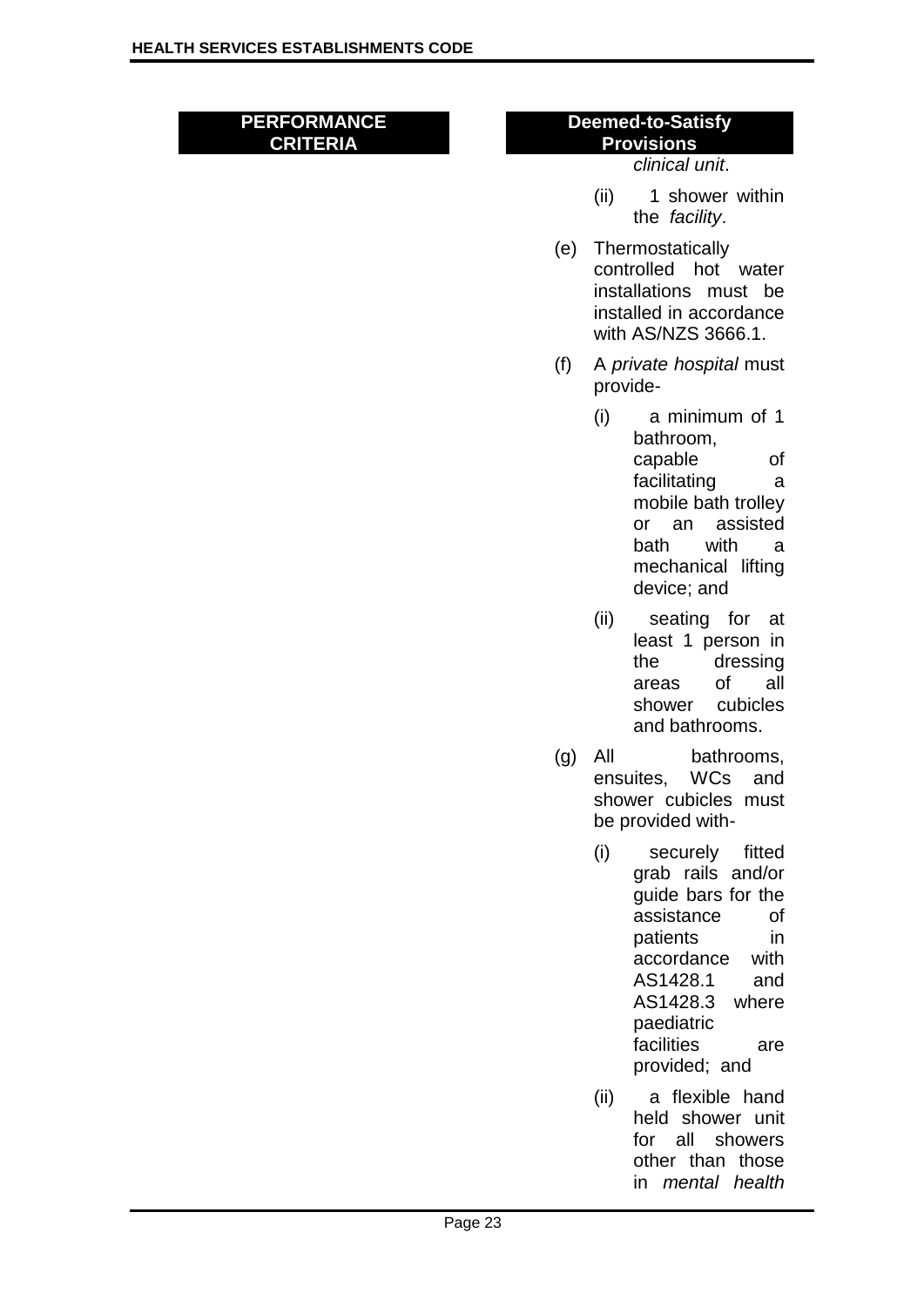| PERFORMANCE CRITERIA | Deemed-to-Satisfy Provisions |
| --- | --- |
| | *clinical unit*.<br><br>(ii) 1 shower within the *facility*.<br><br>(e) Thermostatically controlled hot water installations must be installed in accordance with AS/NZS 3666.1.<br><br>(f) A *private hospital* must provide-<br><br>(i) a minimum of 1 bathroom, capable of facilitating a mobile bath trolley or an assisted bath with a mechanical lifting device; and<br><br>(ii) seating for at least 1 person in the dressing areas of all shower cubicles and bathrooms.<br><br>(g) All bathrooms, ensuites, WCs and shower cubicles must be provided with-<br><br>(i) securely fitted grab rails and/or guide bars for the assistance of patients in accordance with AS1428.1 and AS1428.3 where paediatric facilities are provided; and<br><br>(ii) a flexible hand held shower unit for all showers other than those in *mental health* |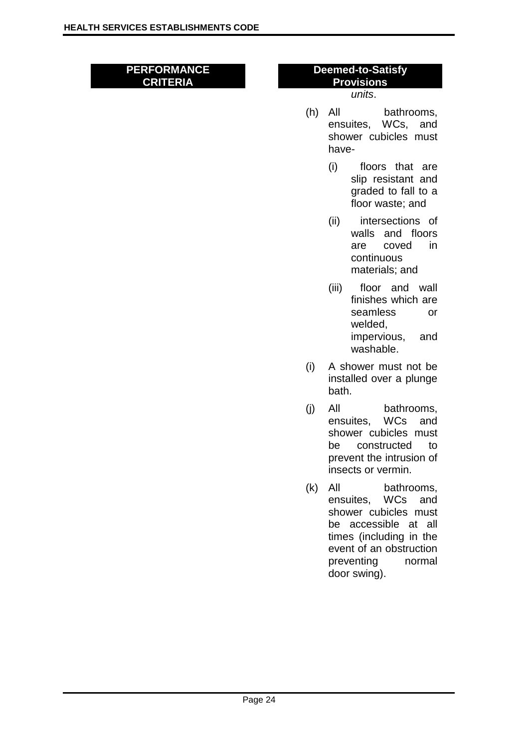| PERFORMANCE CRITERIA | Deemed-to-Satisfy Provisions |
| --- | --- |
| | *units*. |
| | (h) All bathrooms, ensuites, WCs, and shower cubicles must have- |
| | (i) floors that are slip resistant and graded to fall to a floor waste; and |
| | (ii) intersections of walls and floors are coved in continuous materials; and |
| | (iii) floor and wall finishes which are seamless or welded, impervious, and washable. |
| | (i) A shower must not be installed over a plunge bath. |
| | (j) All bathrooms, ensuites, WCs and shower cubicles must be constructed to prevent the intrusion of insects or vermin. |
| | (k) All bathrooms, ensuites, WCs and shower cubicles must be accessible at all times (including in the event of an obstruction preventing normal door swing). |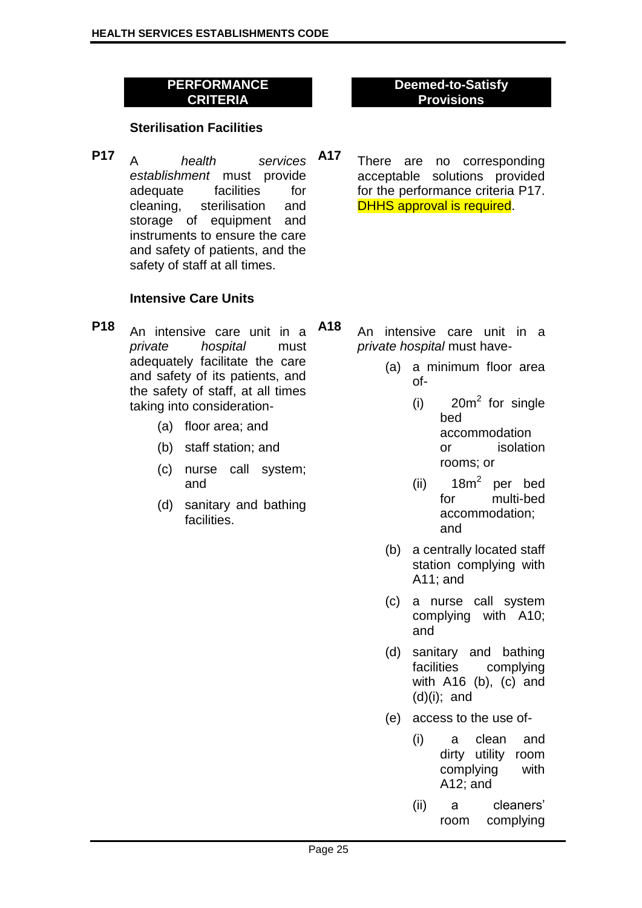| PERFORMANCE CRITERIA | | Deemed-to-Satisfy Provisions | |
|---|---|---|---|
| | **Sterilisation Facilities** | | |
| **P17** | A *health services establishment* must provide adequate facilities for cleaning, sterilisation and storage of equipment and instruments to ensure the care and safety of patients, and the safety of staff at all times. | **A17** | There are no corresponding acceptable solutions provided for the performance criteria P17. DHHS approval is required. |
| | **Intensive Care Units** | | |
| **P18** | An intensive care unit in a *private hospital* must adequately facilitate the care and safety of its patients, and the safety of staff, at all times taking into consideration-<br>(a) floor area; and<br>(b) staff station; and<br>(c) nurse call system; and<br>(d) sanitary and bathing facilities. | **A18** | An intensive care unit in a *private hospital* must have-<br>(a) a minimum floor area of-<br>(i) $20m^2$ for single bed accommodation or isolation rooms; or<br>(ii) $18m^2$ per bed for multi-bed accommodation; and<br>(b) a centrally located staff station complying with A11; and<br>(c) a nurse call system complying with A10; and<br>(d) sanitary and bathing facilities complying with A16 (b), (c) and (d)(i); and<br>(e) access to the use of-<br>(i) a clean and dirty utility room complying with A12; and<br>(ii) a cleaners' room complying |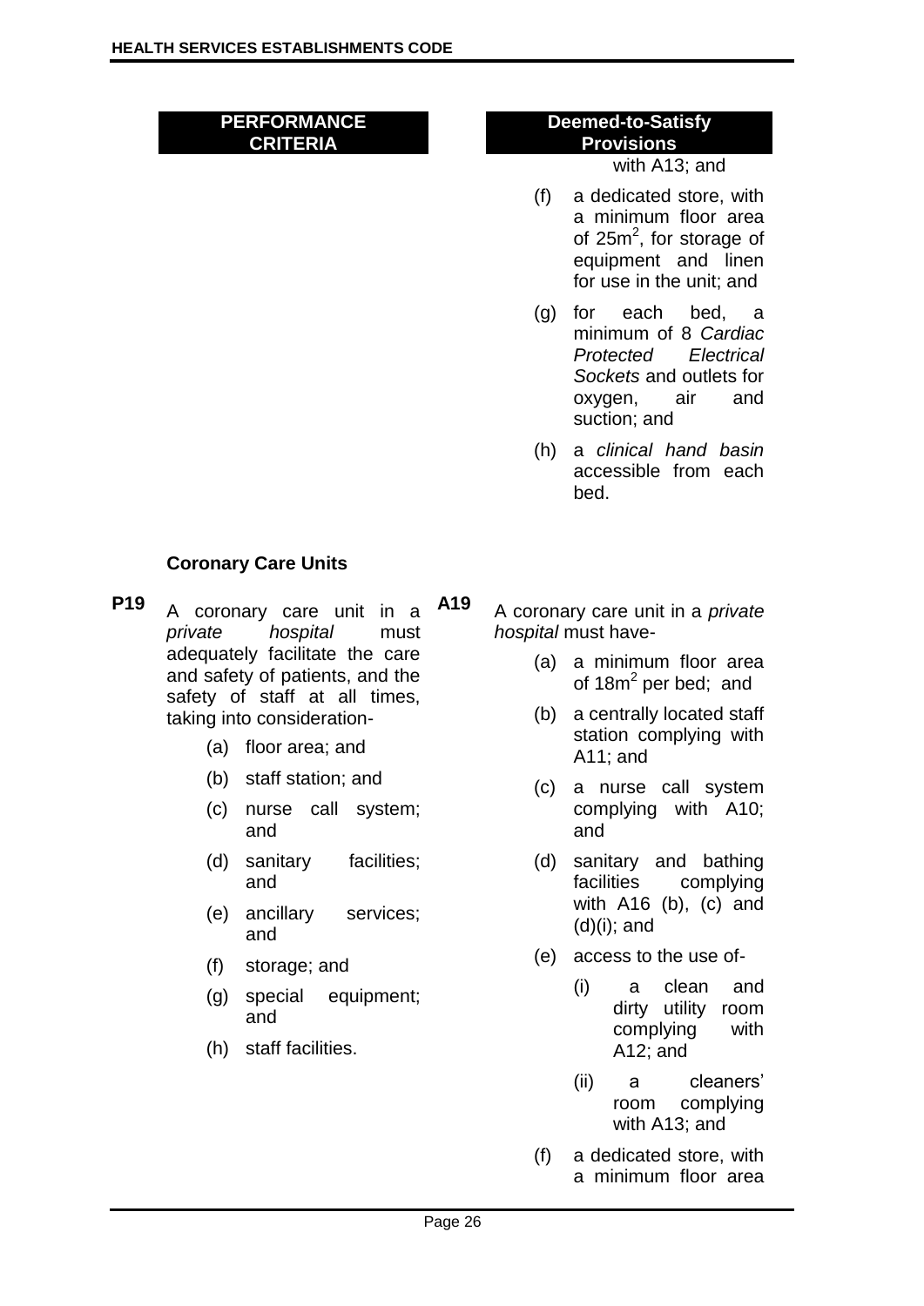| PERFORMANCE CRITERIA | Deemed-to-Satisfy Provisions |
|---|---|
| | with A13; and<br><br>(f) a dedicated store, with a minimum floor area of 25m$^2$, for storage of equipment and linen for use in the unit; and<br><br>(g) for each bed, a minimum of 8 *Cardiac Protected Electrical Sockets* and outlets for oxygen, air and suction; and<br><br>(h) a *clinical hand basin* accessible from each bed. |

### Coronary Care Units

| PERFORMANCE CRITERIA | Deemed-to-Satisfy Provisions |
|---|---|
| **P19** A coronary care unit in a *private hospital* must adequately facilitate the care and safety of patients, and the safety of staff at all times, taking into consideration-<br><br>(a) floor area; and<br><br>(b) staff station; and<br><br>(c) nurse call system; and<br><br>(d) sanitary facilities; and<br><br>(e) ancillary services; and<br><br>(f) storage; and<br><br>(g) special equipment; and<br><br>(h) staff facilities. | **A19** A coronary care unit in a *private hospital* must have-<br><br>(a) a minimum floor area of 18m$^2$ per bed; and<br><br>(b) a centrally located staff station complying with A11; and<br><br>(c) a nurse call system complying with A10; and<br><br>(d) sanitary and bathing facilities complying with A16 (b), (c) and (d)(i); and<br><br>(e) access to the use of-<br><br>(i) a clean and dirty utility room complying with A12; and<br><br>(ii) a cleaners' room complying with A13; and<br><br>(f) a dedicated store, with a minimum floor area |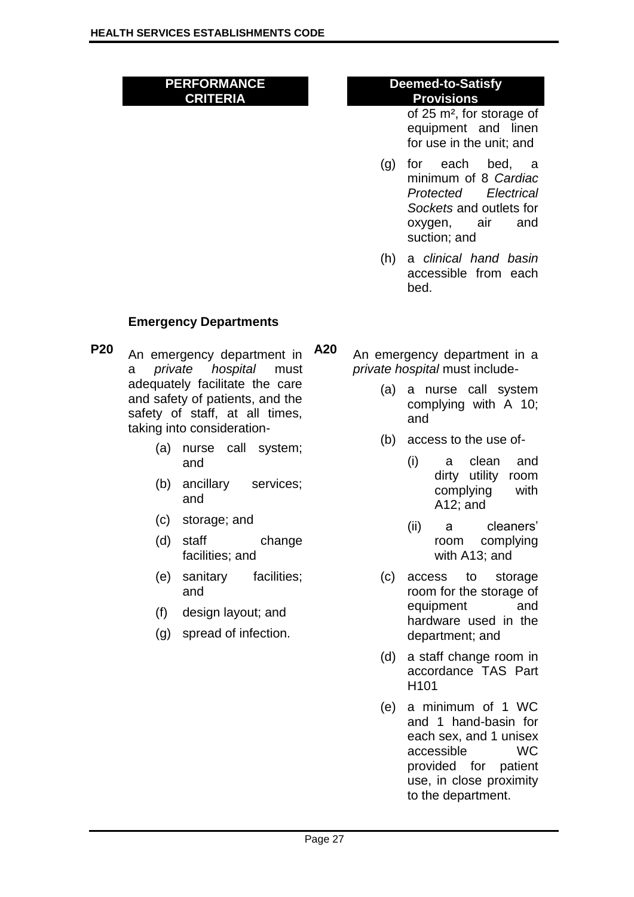| PERFORMANCE CRITERIA | Deemed-to-Satisfy Provisions |
|---|---|
| | of 25 m², for storage of equipment and linen for use in the unit; and |
| | (g) for each bed, a minimum of 8 *Cardiac Protected Electrical Sockets* and outlets for oxygen, air and suction; and |
| | (h) a *clinical hand basin* accessible from each bed. |

### Emergency Departments

| PERFORMANCE CRITERIA | Deemed-to-Satisfy Provisions |
|---|---|
| **P20** An emergency department in a *private hospital* must adequately facilitate the care and safety of patients, and the safety of staff, at all times, taking into consideration-<br>(a) nurse call system; and<br>(b) ancillary services; and<br>(c) storage; and<br>(d) staff change facilities; and<br>(e) sanitary facilities; and<br>(f) design layout; and<br>(g) spread of infection. | **A20** An emergency department in a *private hospital* must include-<br>(a) a nurse call system complying with A 10; and<br>(b) access to the use of-<br>(i) a clean and dirty utility room complying with A12; and<br>(ii) a cleaners' room complying with A13; and<br>(c) access to storage room for the storage of equipment and hardware used in the department; and<br>(d) a staff change room in accordance TAS Part H101<br>(e) a minimum of 1 WC and 1 hand-basin for each sex, and 1 unisex accessible WC provided for patient use, in close proximity to the department. |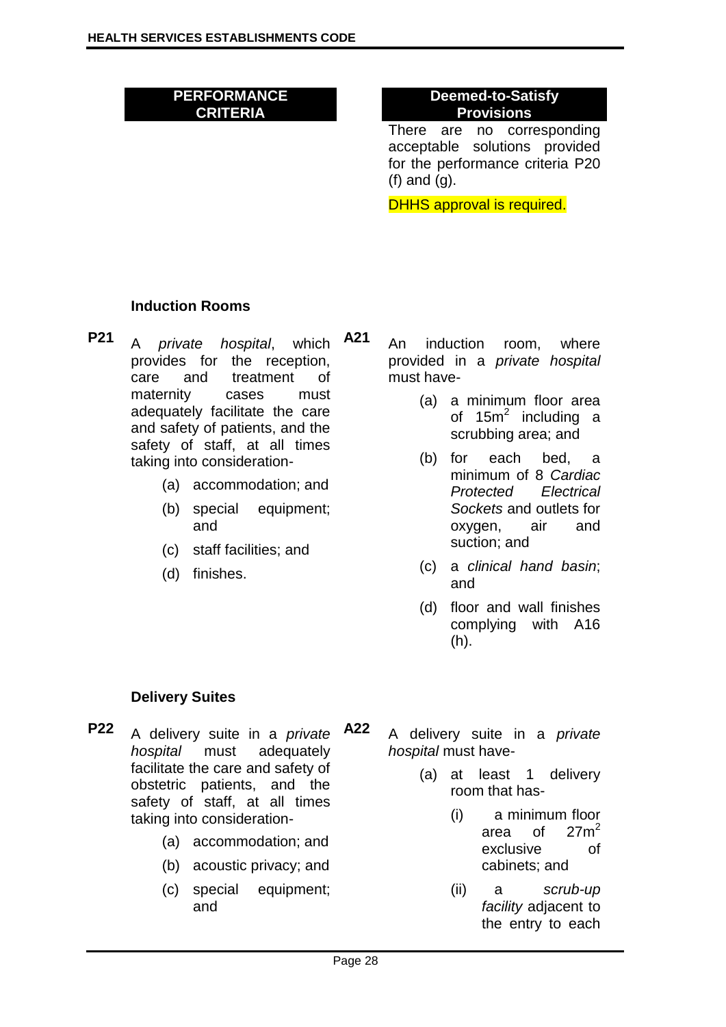| PERFORMANCE CRITERIA | Deemed-to-Satisfy Provisions |
|---|---|
| | There are no corresponding acceptable solutions provided for the performance criteria P20 (f) and (g).<br><br>DHHS approval is required. |

### Induction Rooms

| PERFORMANCE CRITERIA | Deemed-to-Satisfy Provisions |
|---|---|
| **P21** A *private hospital*, which provides for the reception, care and treatment of maternity cases must adequately facilitate the care and safety of patients, and the safety of staff, at all times taking into consideration-<br>(a) accommodation; and<br>(b) special equipment; and<br>(c) staff facilities; and<br>(d) finishes. | **A21** An induction room, where provided in a *private hospital* must have-<br>(a) a minimum floor area of $15m^2$ including a scrubbing area; and<br>(b) for each bed, a minimum of 8 *Cardiac Protected Electrical Sockets* and outlets for oxygen, air and suction; and<br>(c) a *clinical hand basin*; and<br>(d) floor and wall finishes complying with A16 (h). |

### Delivery Suites

| PERFORMANCE CRITERIA | Deemed-to-Satisfy Provisions |
|---|---|
| **P22** A delivery suite in a *private hospital* must adequately facilitate the care and safety of obstetric patients, and the safety of staff, at all times taking into consideration-<br>(a) accommodation; and<br>(b) acoustic privacy; and<br>(c) special equipment; and | **A22** A delivery suite in a *private hospital* must have-<br>(a) at least 1 delivery room that has-<br>(i) a minimum floor area of $27m^2$ exclusive of cabinets; and<br>(ii) a *scrub-up facility* adjacent to the entry to each |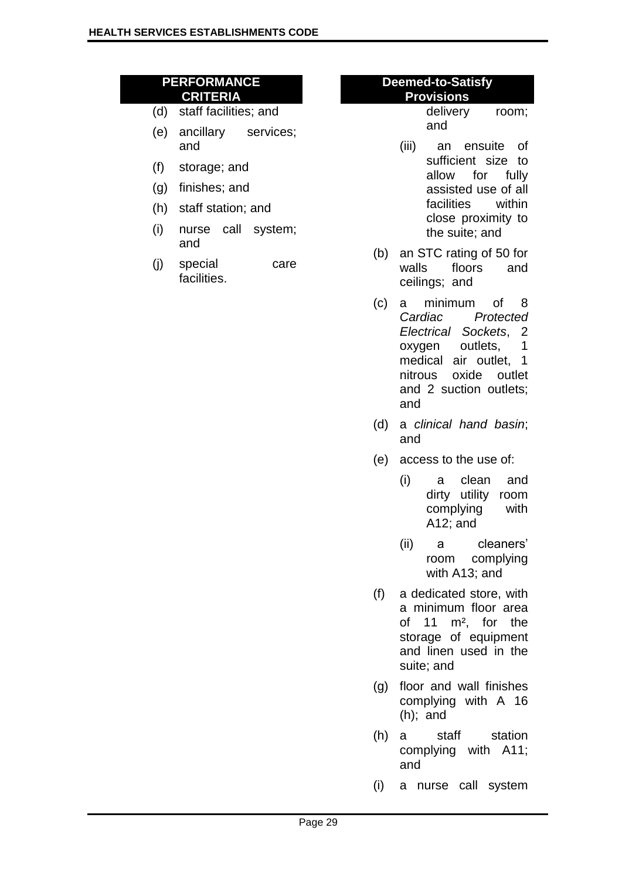| PERFORMANCE CRITERIA | Deemed-to-Satisfy Provisions |
|---|---|
| (d) staff facilities; and<br>(e) ancillary services; and<br>(f) storage; and<br>(g) finishes; and<br>(h) staff station; and<br>(i) nurse call system; and<br>(j) special care facilities. | delivery room; and<br>(iii) an ensuite of sufficient size to allow for fully assisted use of all facilities within close proximity to the suite; and<br>(b) an STC rating of 50 for walls floors and ceilings; and<br>(c) a minimum of 8 *Cardiac Protected Electrical Sockets*, 2 oxygen outlets, 1 medical air outlet, 1 nitrous oxide outlet and 2 suction outlets; and<br>(d) a *clinical hand basin*; and<br>(e) access to the use of:<br>(i) a clean and dirty utility room complying with A12; and<br>(ii) a cleaners' room complying with A13; and<br>(f) a dedicated store, with a minimum floor area of 11 m², for the storage of equipment and linen used in the suite; and<br>(g) floor and wall finishes complying with A 16 (h); and<br>(h) a staff station complying with A11; and<br>(i) a nurse call system |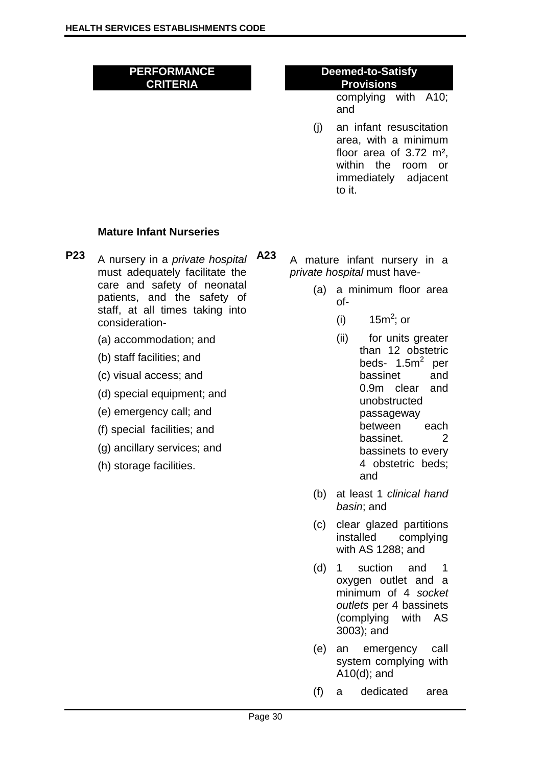| PERFORMANCE CRITERIA | Deemed-to-Satisfy Provisions |
| --- | --- |
| | complying with A10; and<br><br>(j) an infant resuscitation area, with a minimum floor area of 3.72 m², within the room or immediately adjacent to it. |

**Mature Infant Nurseries**

| PERFORMANCE CRITERIA | Deemed-to-Satisfy Provisions |
| --- | --- |
| **P23** A nursery in a *private hospital* must adequately facilitate the care and safety of neonatal patients, and the safety of staff, at all times taking into consideration-<br><br>(a) accommodation; and<br>(b) staff facilities; and<br>(c) visual access; and<br>(d) special equipment; and<br>(e) emergency call; and<br>(f) special facilities; and<br>(g) ancillary services; and<br>(h) storage facilities. | **A23** A mature infant nursery in a *private hospital* must have-<br><br>(a) a minimum floor area of-<br>(i) $15m^2$; or<br>(ii) for units greater than 12 obstetric beds- $1.5m^2$ per bassinet and 0.9m clear and unobstructed passageway between each bassinet. 2 bassinets to every 4 obstetric beds; and<br><br>(b) at least 1 *clinical hand basin*; and<br><br>(c) clear glazed partitions installed complying with AS 1288; and<br><br>(d) 1 suction and 1 oxygen outlet and a minimum of 4 *socket outlets* per 4 bassinets (complying with AS 3003); and<br><br>(e) an emergency call system complying with A10(d); and<br><br>(f) a dedicated area |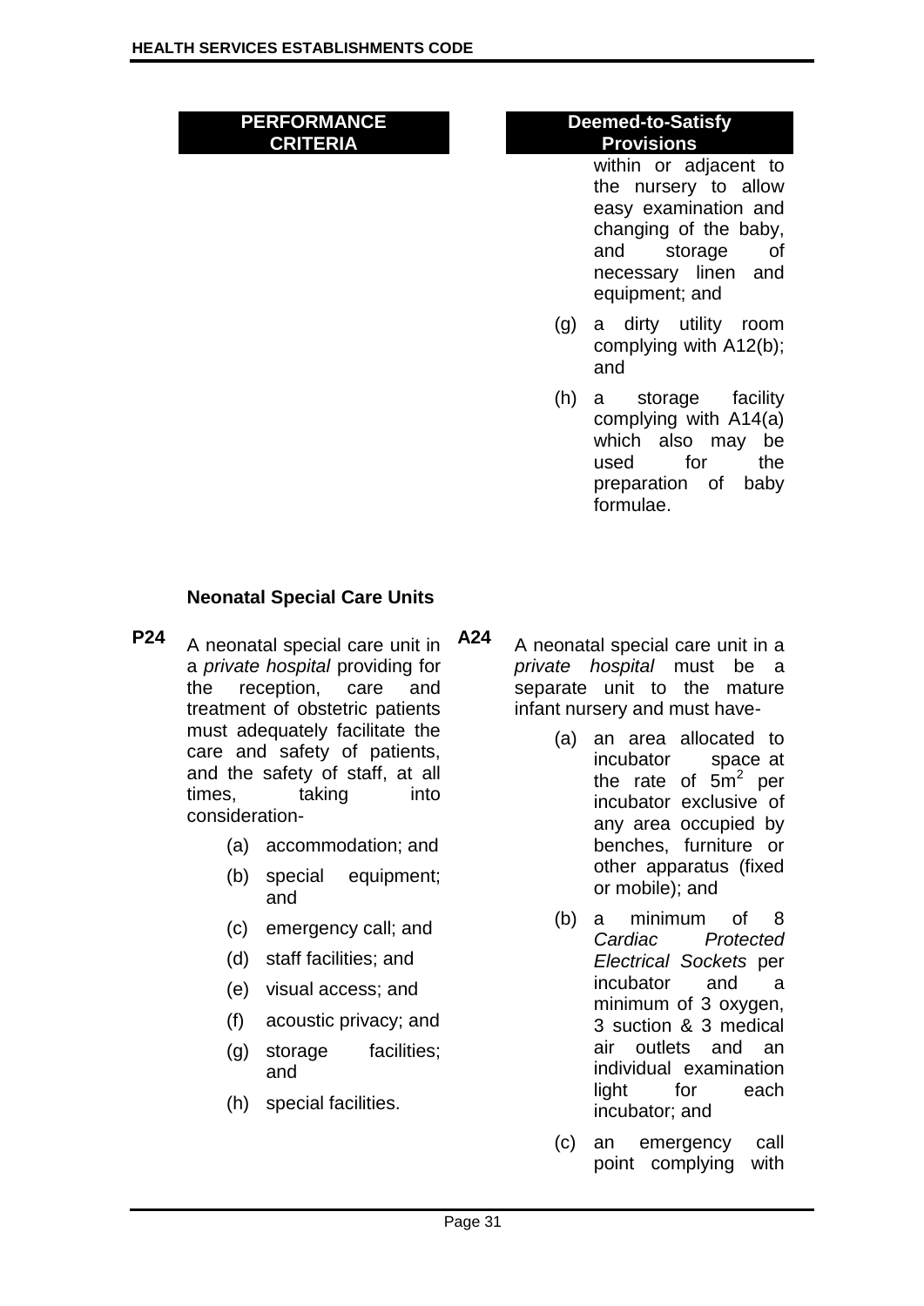| PERFORMANCE CRITERIA | Deemed-to-Satisfy Provisions |
|---|---|
| | within or adjacent to the nursery to allow easy examination and changing of the baby, and storage of necessary linen and equipment; and<br>(g) a dirty utility room complying with A12(b); and<br>(h) a storage facility complying with A14(a) which also may be used for the preparation of baby formulae. |

### Neonatal Special Care Units

**P24** A neonatal special care unit in a *private hospital* providing for the reception, care and treatment of obstetric patients must adequately facilitate the care and safety of patients, and the safety of staff, at all times, taking into consideration-

(a) accommodation; and

(b) special equipment; and

(c) emergency call; and

(d) staff facilities; and

(e) visual access; and

(f) acoustic privacy; and

(g) storage facilities; and

(h) special facilities.

**A24** A neonatal special care unit in a *private hospital* must be a separate unit to the mature infant nursery and must have-

(a) an area allocated to incubator space at the rate of $5m^2$ per incubator exclusive of any area occupied by benches, furniture or other apparatus (fixed or mobile); and

(b) a minimum of 8 *Cardiac Protected Electrical Sockets* per incubator and a minimum of 3 oxygen, 3 suction & 3 medical air outlets and an individual examination light for each incubator; and

(c) an emergency call point complying with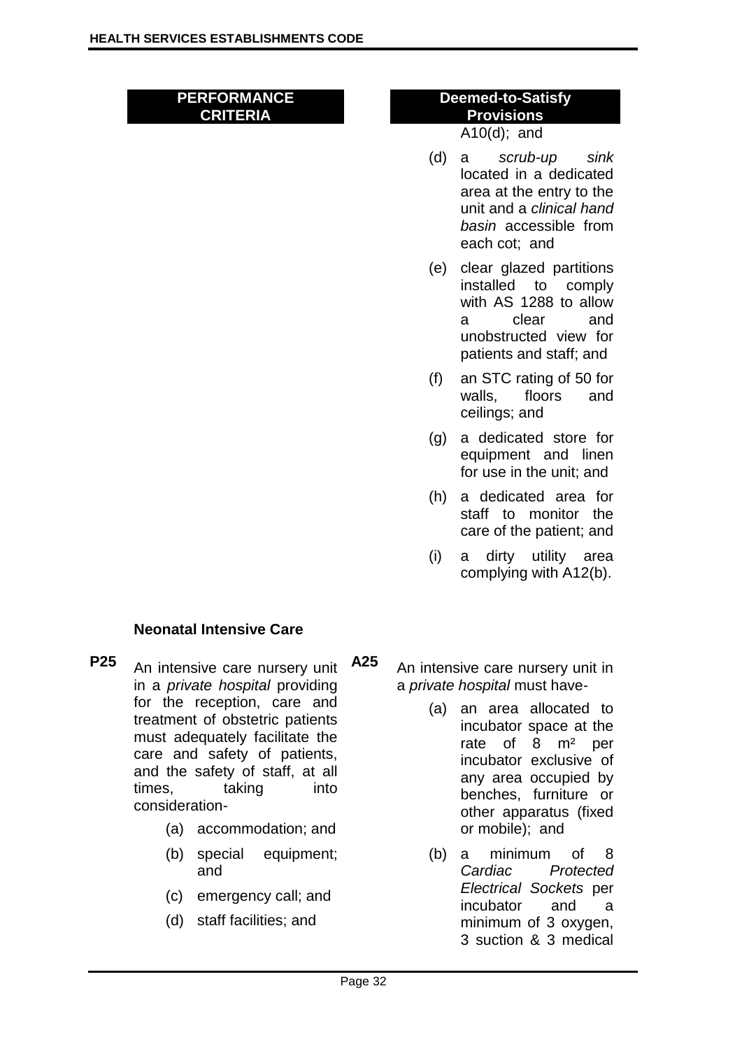| PERFORMANCE CRITERIA | Deemed-to-Satisfy Provisions |
|---|---|
| | A10(d); and<br>(d) a *scrub-up sink* located in a dedicated area at the entry to the unit and a *clinical hand basin* accessible from each cot; and<br>(e) clear glazed partitions installed to comply with AS 1288 to allow a clear and unobstructed view for patients and staff; and<br>(f) an STC rating of 50 for walls, floors and ceilings; and<br>(g) a dedicated store for equipment and linen for use in the unit; and<br>(h) a dedicated area for staff to monitor the care of the patient; and<br>(i) a dirty utility area complying with A12(b). |

**Neonatal Intensive Care**

| PERFORMANCE CRITERIA | Deemed-to-Satisfy Provisions |
|---|---|
| **P25** An intensive care nursery unit in a *private hospital* providing for the reception, care and treatment of obstetric patients must adequately facilitate the care and safety of patients, and the safety of staff, at all times, taking into consideration-<br>(a) accommodation; and<br>(b) special equipment; and<br>(c) emergency call; and<br>(d) staff facilities; and | **A25** An intensive care nursery unit in a *private hospital* must have-<br>(a) an area allocated to incubator space at the rate of 8 m² per incubator exclusive of any area occupied by benches, furniture or other apparatus (fixed or mobile); and<br>(b) a minimum of 8 *Cardiac Protected Electrical Sockets* per incubator and a minimum of 3 oxygen, 3 suction & 3 medical |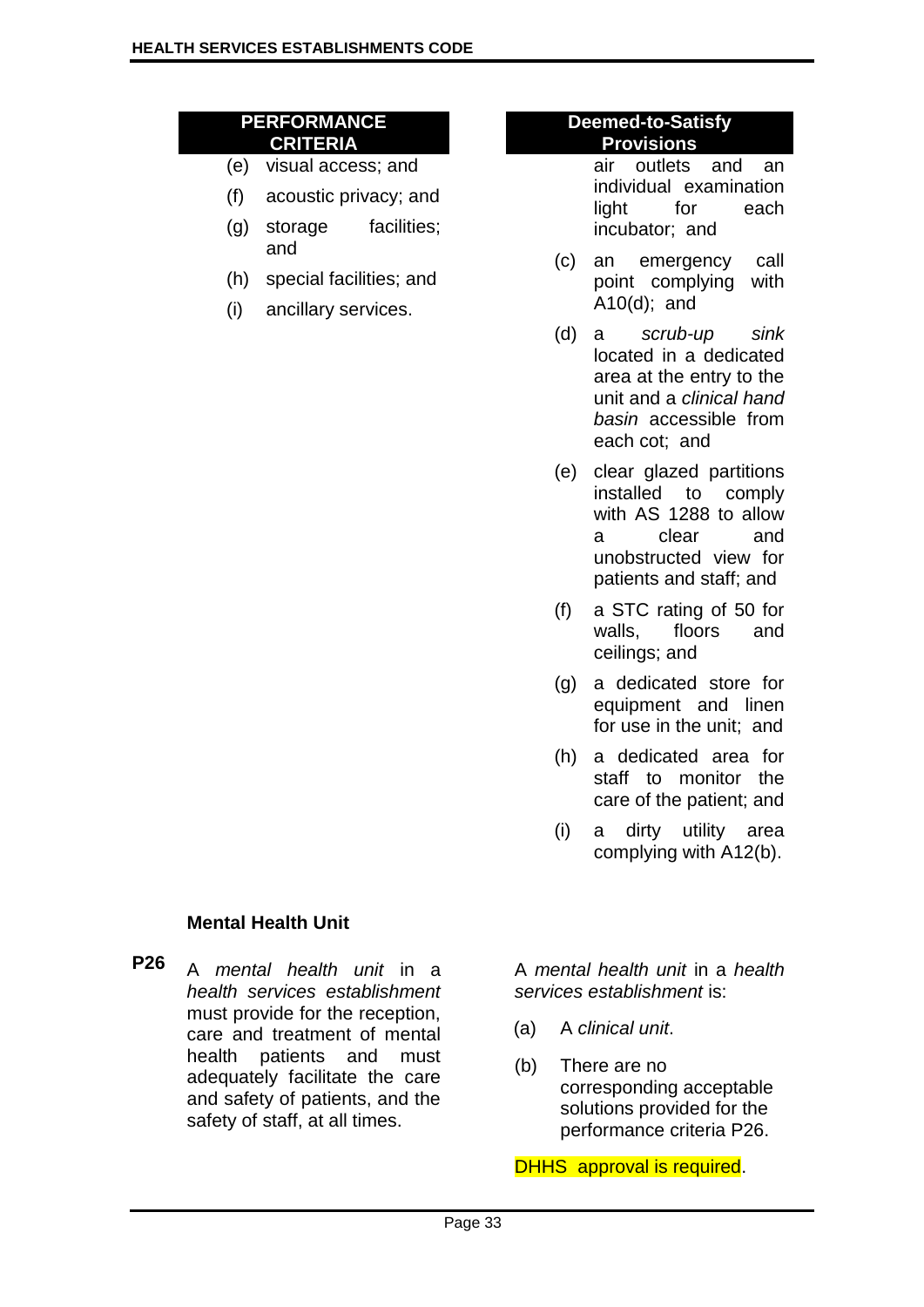| PERFORMANCE CRITERIA | Deemed-to-Satisfy Provisions |
| --- | --- |
| (e) visual access; and<br>(f) acoustic privacy; and<br>(g) storage facilities; and<br>(h) special facilities; and<br>(i) ancillary services. | air outlets and an individual examination light for each incubator; and<br>(c) an emergency call point complying with A10(d); and<br>(d) a *scrub-up sink* located in a dedicated area at the entry to the unit and a *clinical hand basin* accessible from each cot; and<br>(e) clear glazed partitions installed to comply with AS 1288 to allow a clear and unobstructed view for patients and staff; and<br>(f) a STC rating of 50 for walls, floors and ceilings; and<br>(g) a dedicated store for equipment and linen for use in the unit; and<br>(h) a dedicated area for staff to monitor the care of the patient; and<br>(i) a dirty utility area complying with A12(b). |

### Mental Health Unit

| PERFORMANCE CRITERIA | Deemed-to-Satisfy Provisions |
| --- | --- |
| **P26** A *mental health unit* in a *health services establishment* must provide for the reception, care and treatment of mental health patients and must adequately facilitate the care and safety of patients, and the safety of staff, at all times. | A *mental health unit* in a *health services establishment* is:<br>(a) A *clinical unit*.<br>(b) There are no corresponding acceptable solutions provided for the performance criteria P26.<br><br>DHHS approval is required. |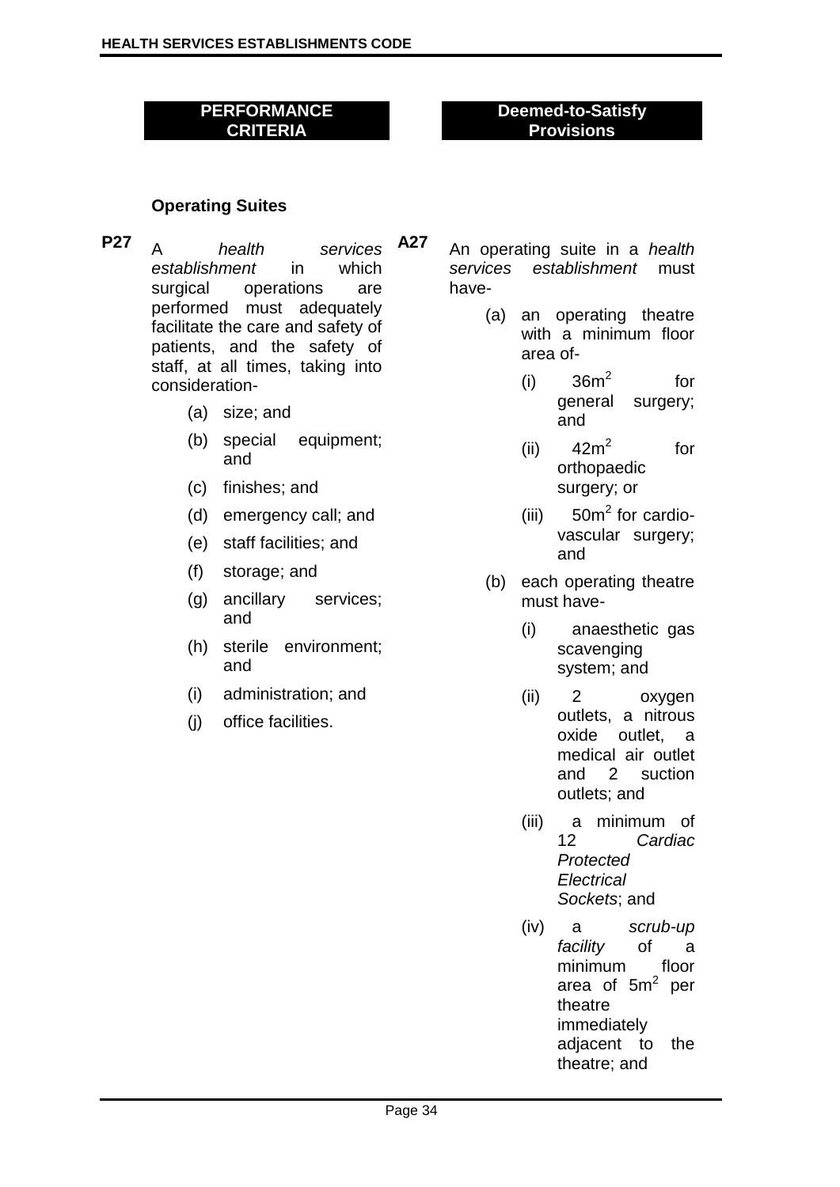| PERFORMANCE CRITERIA | Deemed-to-Satisfy Provisions |
| --- | --- |

### Operating Suites

**P27** A *health services establishment* in which surgical operations are performed must adequately facilitate the care and safety of patients, and the safety of staff, at all times, taking into consideration-

(a) size; and

(b) special equipment; and

(c) finishes; and

(d) emergency call; and

(e) staff facilities; and

(f) storage; and

(g) ancillary services; and

(h) sterile environment; and

(i) administration; and

(j) office facilities.

**A27** An operating suite in a *health services establishment* must have-

(a) an operating theatre with a minimum floor area of-

(i) $36m^2$ for general surgery; and

(ii) $42m^2$ for orthopaedic surgery; or

(iii) $50m^2$ for cardio-vascular surgery; and

(b) each operating theatre must have-

(i) anaesthetic gas scavenging system; and

(ii) 2 oxygen outlets, a nitrous oxide outlet, a medical air outlet and 2 suction outlets; and

(iii) a minimum of 12 *Cardiac Protected Electrical Sockets*; and

(iv) a *scrub-up facility* of a minimum floor area of $5m^2$ per theatre immediately adjacent to the theatre; and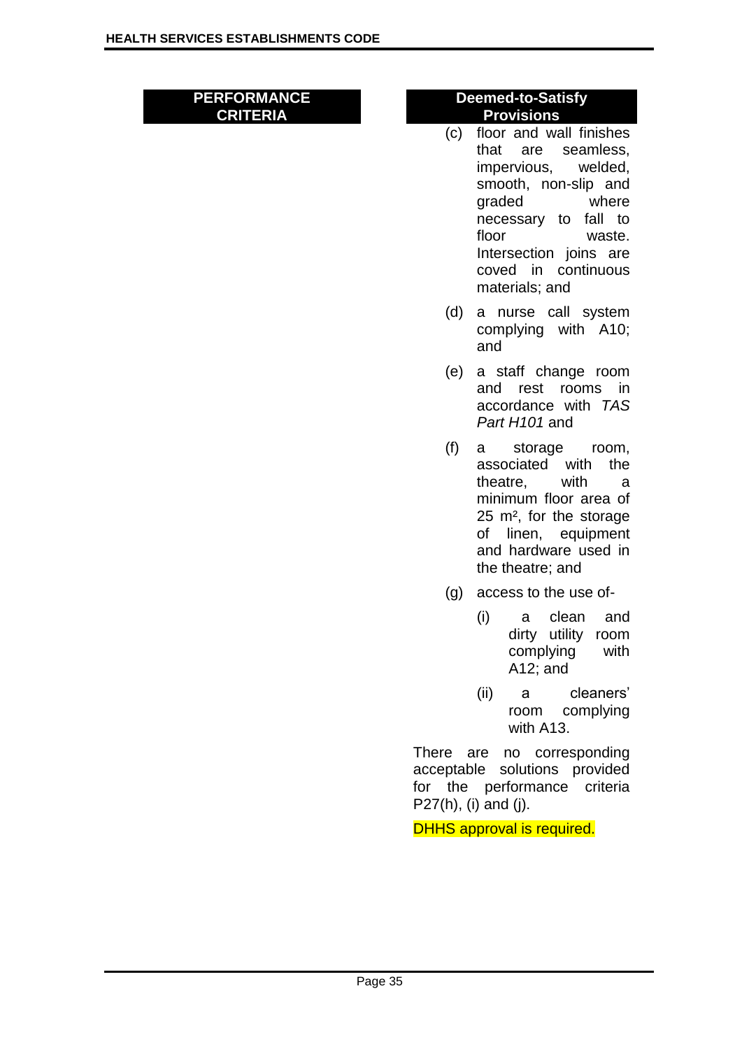| PERFORMANCE CRITERIA | Deemed-to-Satisfy Provisions |
| --- | --- |
| | (c) floor and wall finishes that are seamless, impervious, welded, smooth, non-slip and graded where necessary to fall to floor waste. Intersection joins are coved in continuous materials; and<br><br>(d) a nurse call system complying with A10; and<br><br>(e) a staff change room and rest rooms in accordance with *TAS Part H101* and<br><br>(f) a storage room, associated with the theatre, with a minimum floor area of 25 m², for the storage of linen, equipment and hardware used in the theatre; and<br><br>(g) access to the use of-<br><br>(i) a clean and dirty utility room complying with A12; and<br><br>(ii) a cleaners' room complying with A13.<br><br>There are no corresponding acceptable solutions provided for the performance criteria P27(h), (i) and (j).<br><br>DHHS approval is required. |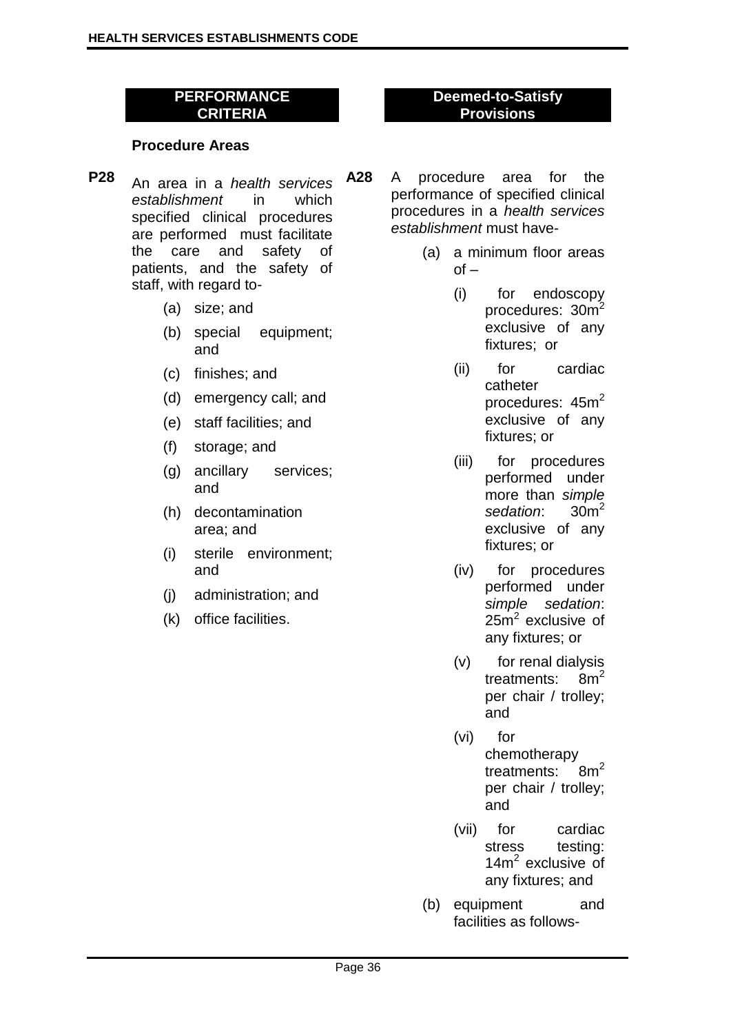**PERFORMANCE CRITERIA**

### Procedure Areas

**P28** An area in a *health services establishment* in which specified clinical procedures are performed must facilitate the care and safety of patients, and the safety of staff, with regard to-

- (a) size; and
- (b) special equipment; and
- (c) finishes; and
- (d) emergency call; and
- (e) staff facilities; and
- (f) storage; and
- (g) ancillary services; and
- (h) decontamination area; and
- (i) sterile environment; and
- (j) administration; and
- (k) office facilities.

**Deemed-to-Satisfy Provisions**

**A28** A procedure area for the performance of specified clinical procedures in a *health services establishment* must have-

- (a) a minimum floor areas of –
  - (i) for endoscopy procedures: $30m^2$ exclusive of any fixtures; or
  - (ii) for cardiac catheter procedures: $45m^2$ exclusive of any fixtures; or
  - (iii) for procedures performed under more than *simple sedation*: $30m^2$ exclusive of any fixtures; or
  - (iv) for procedures performed under *simple sedation*: $25m^2$ exclusive of any fixtures; or
  - (v) for renal dialysis treatments: $8m^2$ per chair / trolley; and
  - (vi) for chemotherapy treatments: $8m^2$ per chair / trolley; and
  - (vii) for cardiac stress testing: $14m^2$ exclusive of any fixtures; and
- (b) equipment and facilities as follows-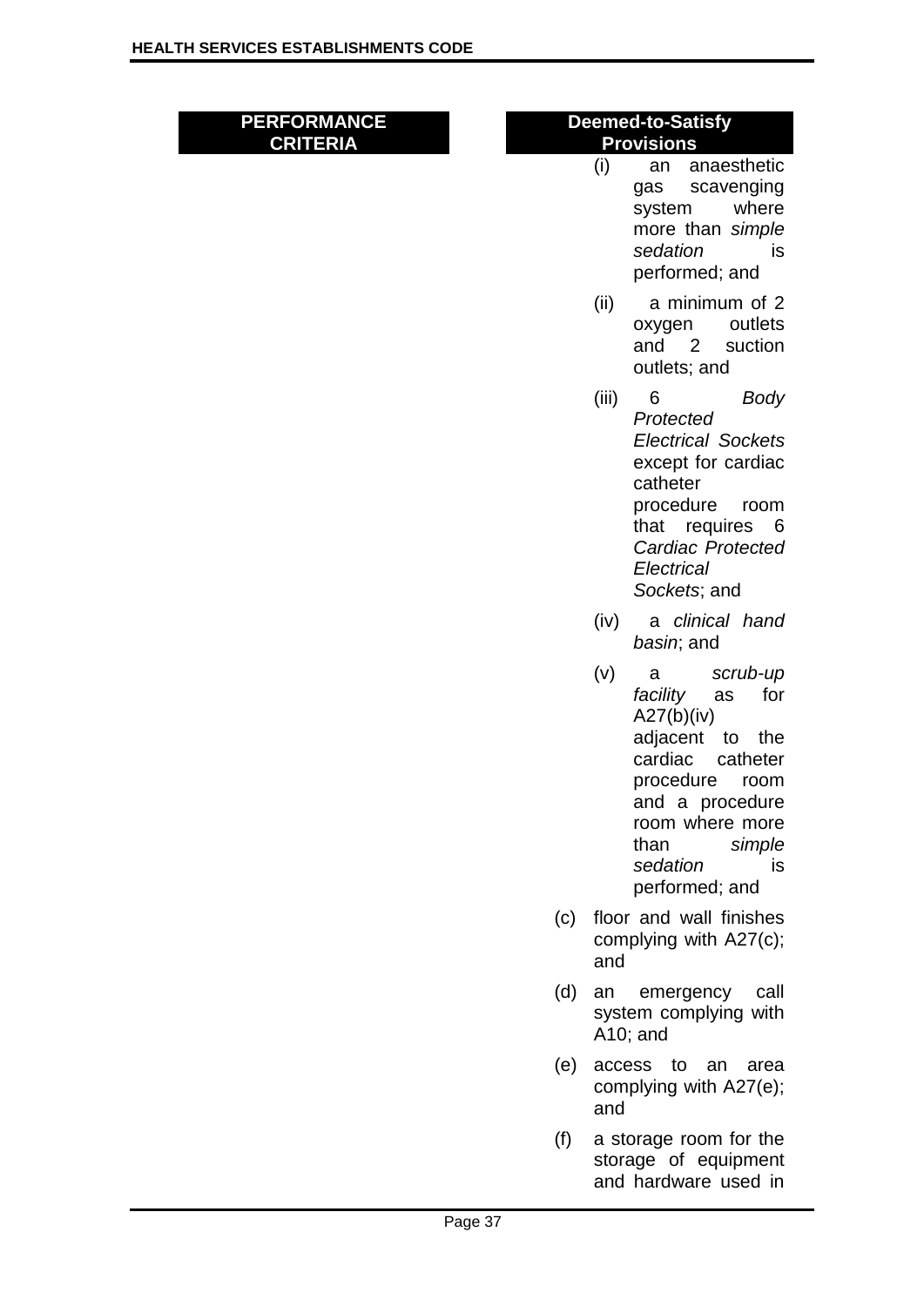| **PERFORMANCE CRITERIA** | **Deemed-to-Satisfy Provisions** |
|---|---|
| | (i) an anaesthetic gas scavenging system where more than *simple sedation* is performed; and<br><br>(ii) a minimum of 2 oxygen outlets and 2 suction outlets; and<br><br>(iii) 6 *Body Protected Electrical Sockets* except for cardiac catheter procedure room that requires 6 *Cardiac Protected Electrical Sockets*; and<br><br>(iv) a *clinical hand basin*; and<br><br>(v) a *scrub-up facility* as for A27(b)(iv) adjacent to the cardiac catheter procedure room and a procedure room where more than *simple sedation* is performed; and<br><br>(c) floor and wall finishes complying with A27(c); and<br><br>(d) an emergency call system complying with A10; and<br><br>(e) access to an area complying with A27(e); and<br><br>(f) a storage room for the storage of equipment and hardware used in |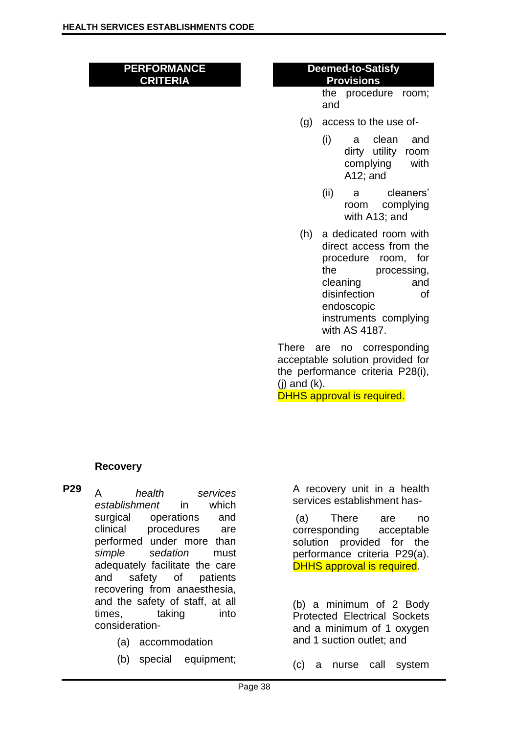| PERFORMANCE CRITERIA | Deemed-to-Satisfy Provisions |
|---|---|
| | the procedure room; and<br><br>(g) access to the use of-<br><br>(i) a clean and dirty utility room complying with A12; and<br><br>(ii) a cleaners' room complying with A13; and<br><br>(h) a dedicated room with direct access from the procedure room, for the processing, cleaning and disinfection of endoscopic instruments complying with AS 4187.<br><br>There are no corresponding acceptable solution provided for the performance criteria P28(i), (j) and (k).<br>DHHS approval is required. |

**Recovery**

| | |
|---|---|
| **P29** A *health services establishment* in which surgical operations and clinical procedures are performed under more than *simple sedation* must adequately facilitate the care and safety of patients recovering from anaesthesia, and the safety of staff, at all times, taking into consideration-<br><br>(a) accommodation<br><br>(b) special equipment; | A recovery unit in a health services establishment has-<br><br>(a) There are no corresponding acceptable solution provided for the performance criteria P29(a). DHHS approval is required.<br><br>(b) a minimum of 2 Body Protected Electrical Sockets and a minimum of 1 oxygen and 1 suction outlet; and<br><br>(c) a nurse call system |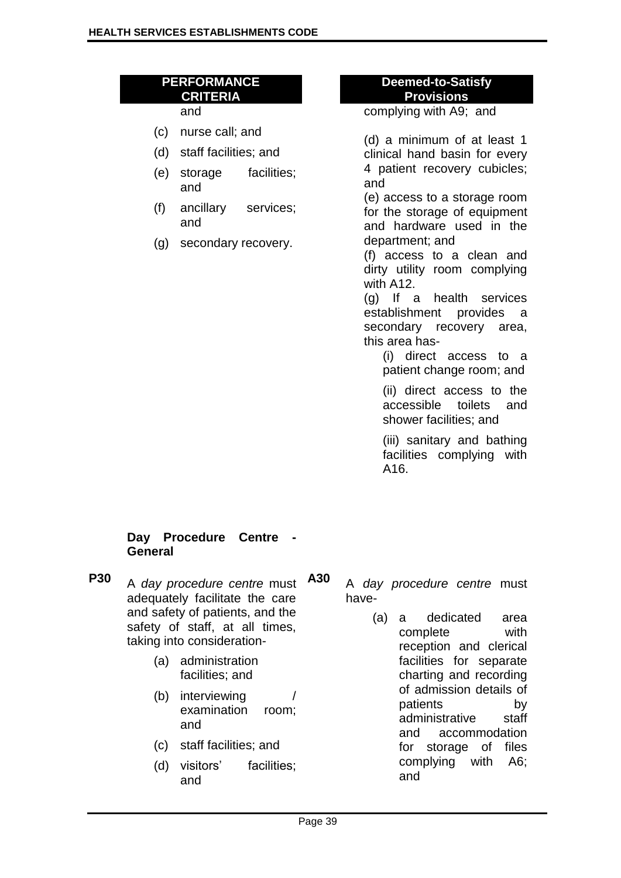| PERFORMANCE CRITERIA | Deemed-to-Satisfy Provisions |
|---|---|
| and<br>(c) nurse call; and<br>(d) staff facilities; and<br>(e) storage facilities; and<br>(f) ancillary services; and<br>(g) secondary recovery. | complying with A9; and<br>(d) a minimum of at least 1 clinical hand basin for every 4 patient recovery cubicles; and<br>(e) access to a storage room for the storage of equipment and hardware used in the department; and<br>(f) access to a clean and dirty utility room complying with A12.<br>(g) If a health services establishment provides a secondary recovery area, this area has-<br>(i) direct access to a patient change room; and<br>(ii) direct access to the accessible toilets and shower facilities; and<br>(iii) sanitary and bathing facilities complying with A16. |

**Day Procedure Centre - General**

| | PERFORMANCE CRITERIA | | Deemed-to-Satisfy Provisions |
|---|---|---|---|
| **P30** | A *day procedure centre* must adequately facilitate the care and safety of patients, and the safety of staff, at all times, taking into consideration-<br>(a) administration facilities; and<br>(b) interviewing / examination room; and<br>(c) staff facilities; and<br>(d) visitors' facilities; and | **A30** | A *day procedure centre* must have-<br>(a) a dedicated area complete with reception and clerical facilities for separate charting and recording of admission details of patients by administrative staff and accommodation for storage of files complying with A6; and |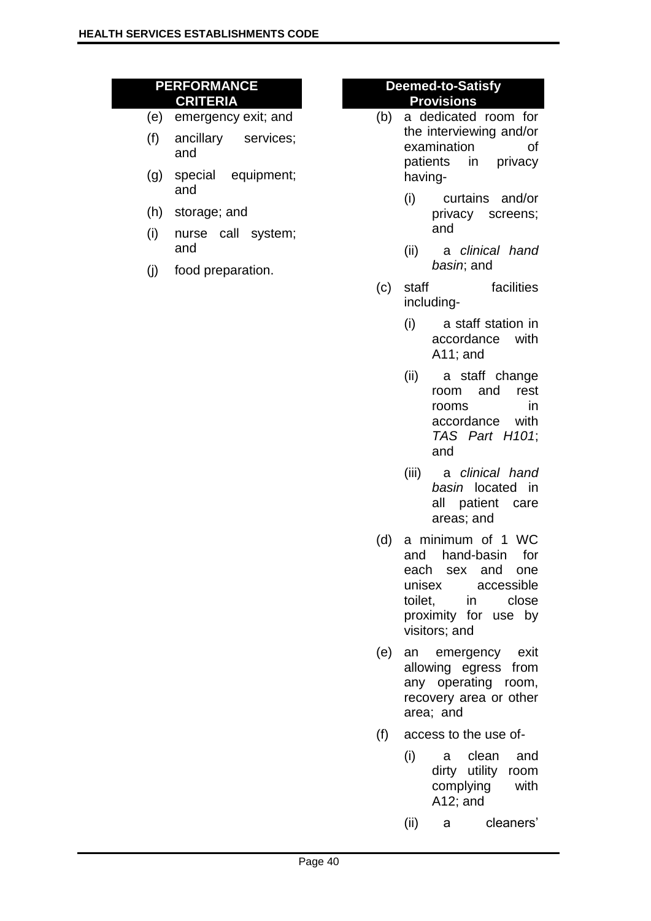| PERFORMANCE CRITERIA | Deemed-to-Satisfy Provisions |
|---|---|
| (e) emergency exit; and<br>(f) ancillary services; and<br>(g) special equipment; and<br>(h) storage; and<br>(i) nurse call system; and<br>(j) food preparation. | (b) a dedicated room for the interviewing and/or examination of patients in privacy having-<br>(i) curtains and/or privacy screens; and<br>(ii) a *clinical hand basin*; and<br>(c) staff facilities including-<br>(i) a staff station in accordance with A11; and<br>(ii) a staff change room and rest rooms in accordance with *TAS Part H101*; and<br>(iii) a *clinical hand basin* located in all patient care areas; and<br>(d) a minimum of 1 WC and hand-basin for each sex and one unisex accessible toilet, in close proximity for use by visitors; and<br>(e) an emergency exit allowing egress from any operating room, recovery area or other area; and<br>(f) access to the use of-<br>(i) a clean and dirty utility room complying with A12; and<br>(ii) a cleaners' |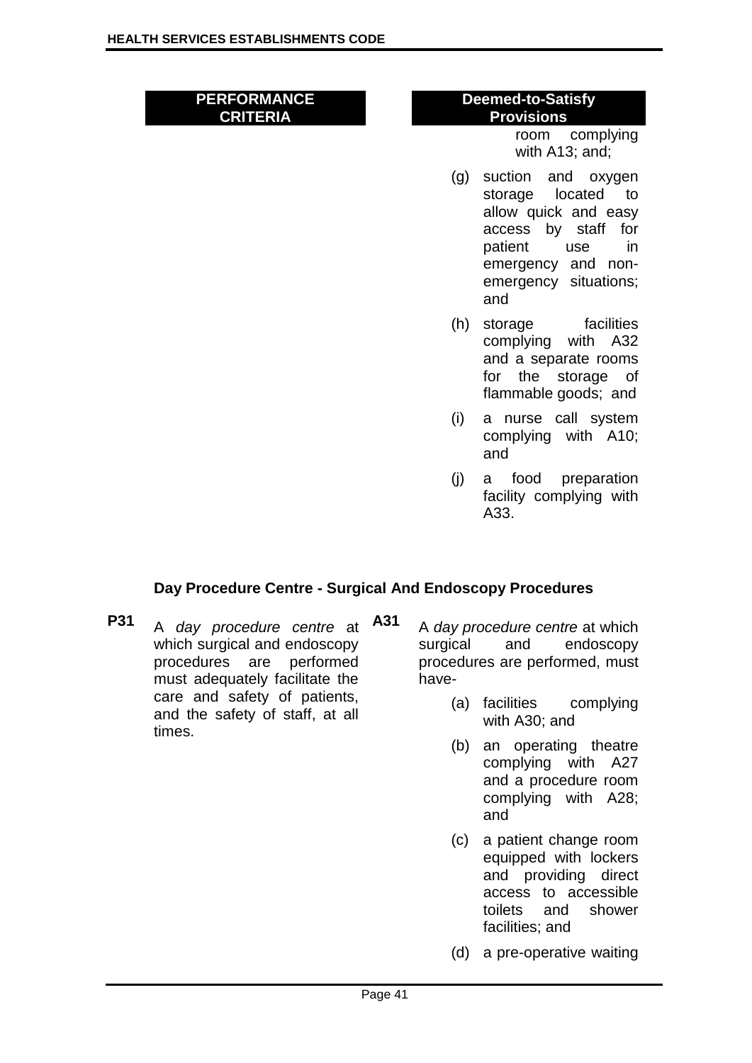| PERFORMANCE CRITERIA | Deemed-to-Satisfy Provisions |
|---|---|
| | room complying with A13; and; |
| | (g) suction and oxygen storage located to allow quick and easy access by staff for patient use in emergency and non-emergency situations; and |
| | (h) storage facilities complying with A32 and a separate rooms for the storage of flammable goods; and |
| | (i) a nurse call system complying with A10; and |
| | (j) a food preparation facility complying with A33. |

### Day Procedure Centre - Surgical And Endoscopy Procedures

**P31** A *day procedure centre* at which surgical and endoscopy procedures are performed must adequately facilitate the care and safety of patients, and the safety of staff, at all times.

**A31** A *day procedure centre* at which surgical and endoscopy procedures are performed, must have-

(a) facilities complying with A30; and

(b) an operating theatre complying with A27 and a procedure room complying with A28; and

(c) a patient change room equipped with lockers and providing direct access to accessible toilets and shower facilities; and

(d) a pre-operative waiting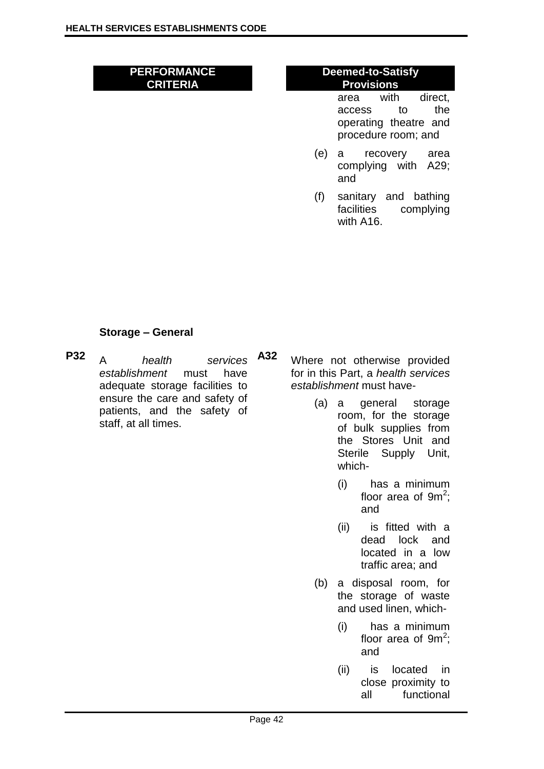| PERFORMANCE CRITERIA | Deemed-to-Satisfy Provisions |
|---|---|
| | area with direct, access to the operating theatre and procedure room; and<br><br>(e) a recovery area complying with A29; and<br><br>(f) sanitary and bathing facilities complying with A16. |

**Storage – General**

| | PERFORMANCE CRITERIA | | Deemed-to-Satisfy Provisions |
|---|---|---|---|
| **P32** | A *health services establishment* must have adequate storage facilities to ensure the care and safety of patients, and the safety of staff, at all times. | **A32** | Where not otherwise provided for in this Part, a *health services establishment* must have-<br><br>(a) a general storage room, for the storage of bulk supplies from the Stores Unit and Sterile Supply Unit, which-<br><br>(i) has a minimum floor area of $9m^2$; and<br><br>(ii) is fitted with a dead lock and located in a low traffic area; and<br><br>(b) a disposal room, for the storage of waste and used linen, which-<br><br>(i) has a minimum floor area of $9m^2$; and<br><br>(ii) is located in close proximity to all functional |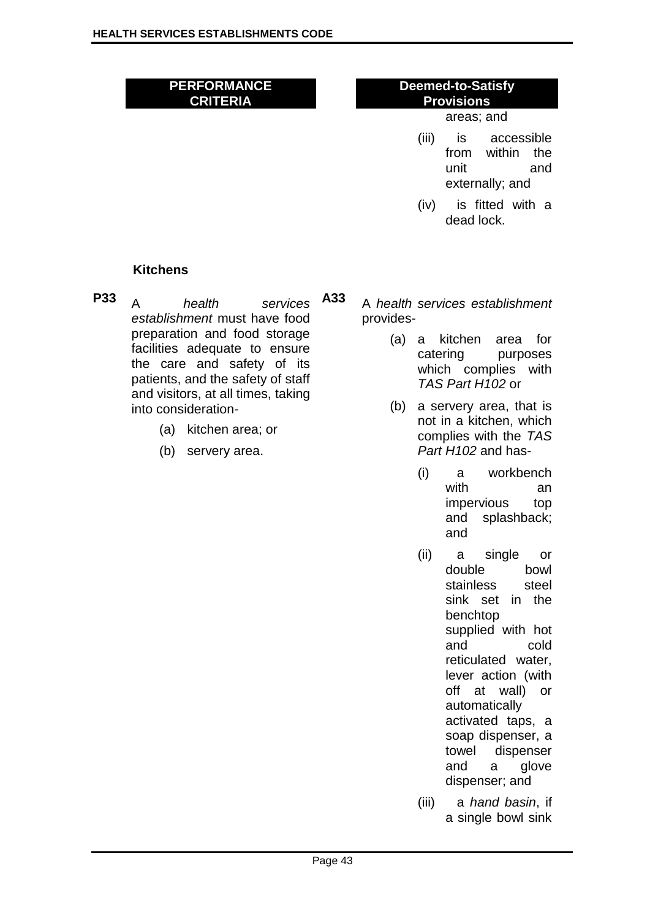| PERFORMANCE CRITERIA | Deemed-to-Satisfy Provisions |
|---|---|
| | areas; and<br>(iii) is accessible from within the unit and externally; and<br>(iv) is fitted with a dead lock. |

**Kitchens**

| PERFORMANCE CRITERIA | Deemed-to-Satisfy Provisions |
|---|---|
| **P33** A *health services establishment* must have food preparation and food storage facilities adequate to ensure the care and safety of its patients, and the safety of staff and visitors, at all times, taking into consideration-<br>(a) kitchen area; or<br>(b) servery area. | **A33** A *health services establishment* provides-<br>(a) a kitchen area for catering purposes which complies with *TAS Part H102* or<br>(b) a servery area, that is not in a kitchen, which complies with the *TAS Part H102* and has-<br>(i) a workbench with an impervious top and splashback; and<br>(ii) a single or double bowl stainless steel sink set in the benchtop supplied with hot and cold reticulated water, lever action (with off at wall) or automatically activated taps, a soap dispenser, a towel dispenser and a glove dispenser; and<br>(iii) a *hand basin*, if a single bowl sink |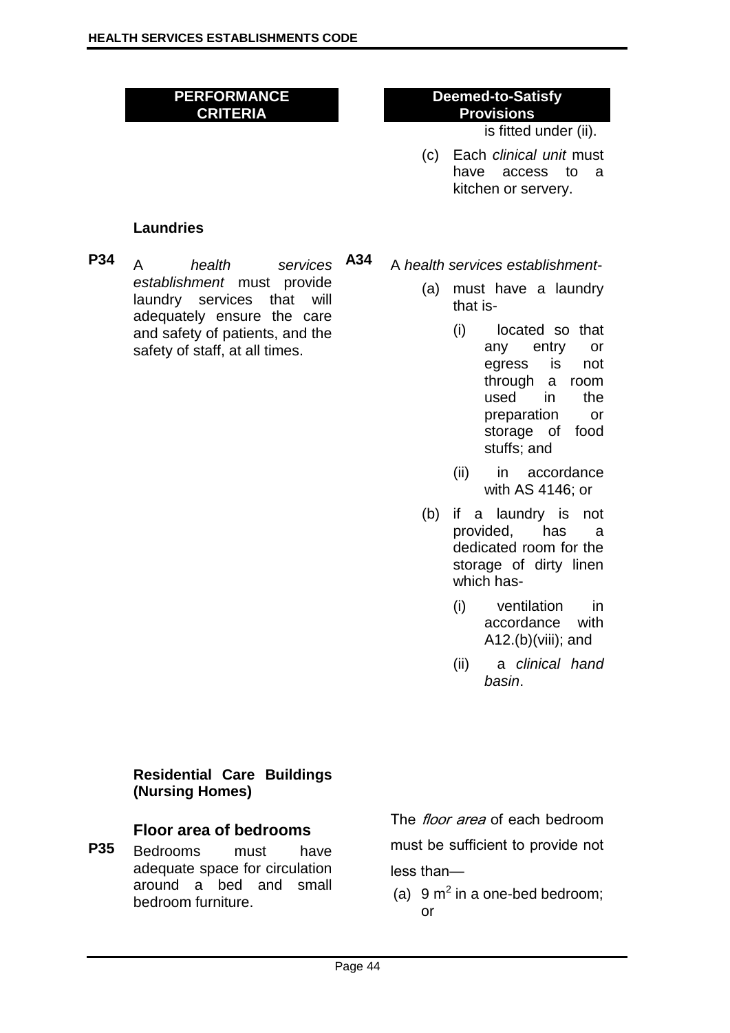| PERFORMANCE CRITERIA | | Deemed-to-Satisfy Provisions |
|---|---|---|
| | | is fitted under (ii).<br><br>(c) Each *clinical unit* must have access to a kitchen or servery. |

**Laundries**

| | PERFORMANCE CRITERIA | | Deemed-to-Satisfy Provisions |
|---|---|---|---|
| **P34** | A *health services establishment* must provide laundry services that will adequately ensure the care and safety of patients, and the safety of staff, at all times. | **A34** | A *health services establishment*-<br>(a) must have a laundry that is-<br>(i) located so that any entry or egress is not through a room used in the preparation or storage of food stuffs; and<br>(ii) in accordance with AS 4146; or<br>(b) if a laundry is not provided, has a dedicated room for the storage of dirty linen which has-<br>(i) ventilation in accordance with A12.(b)(viii); and<br>(ii) a *clinical hand basin*. |

**Residential Care Buildings (Nursing Homes)**

### Floor area of bedrooms

| | PERFORMANCE CRITERIA | Deemed-to-Satisfy Provisions |
|---|---|---|
| **P35** | Bedrooms must have adequate space for circulation around a bed and small bedroom furniture. | The *floor area* of each bedroom must be sufficient to provide not less than—<br>(a) 9 $m^2$ in a one-bed bedroom; or |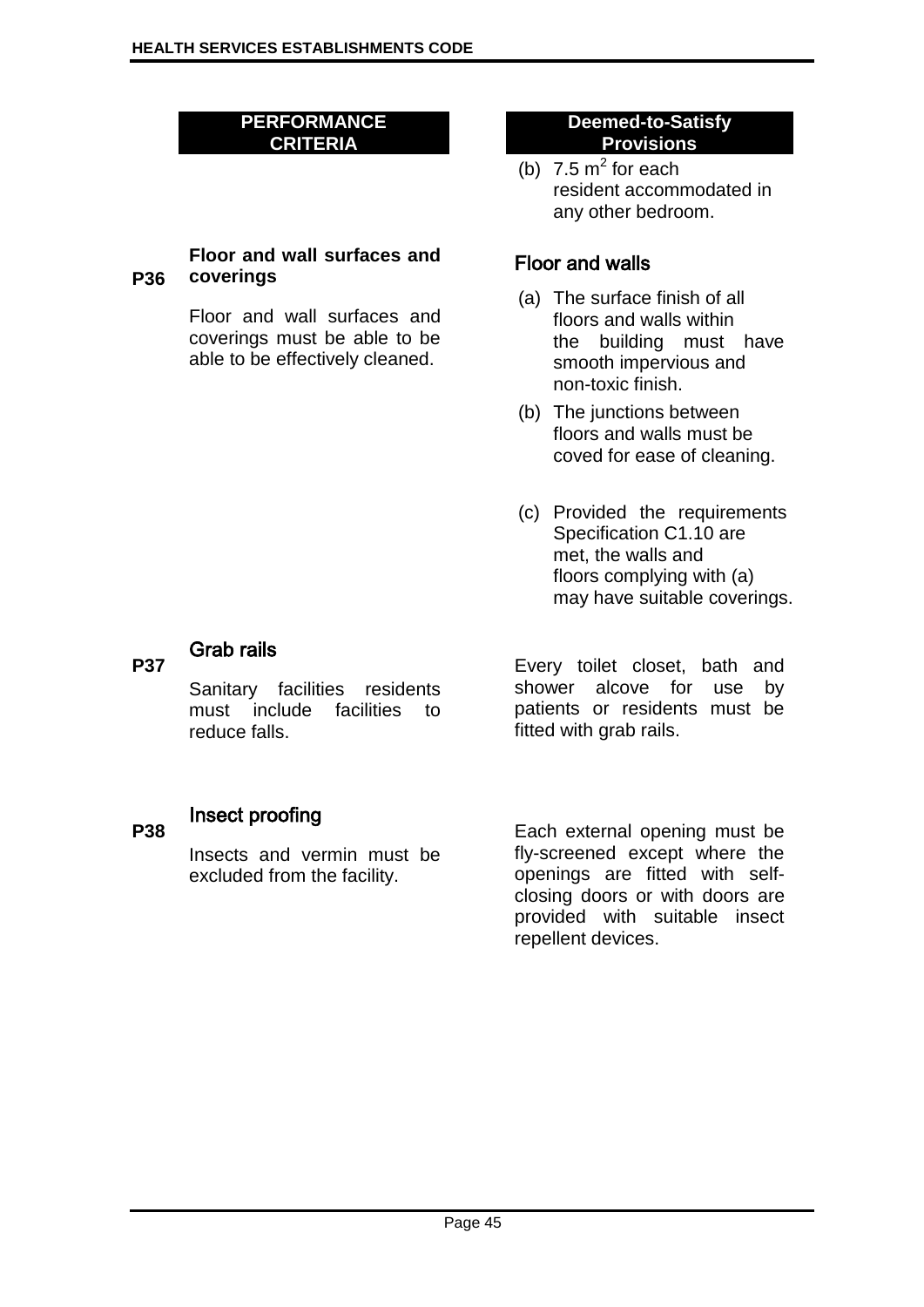| PERFORMANCE CRITERIA | | Deemed-to-Satisfy Provisions |
|---|---|---|
| | | (b) 7.5 $m^2$ for each resident accommodated in any other bedroom. |
| **P36** | **Floor and wall surfaces and coverings**<br><br>Floor and wall surfaces and coverings must be able to be able to be effectively cleaned. | **Floor and walls**<br><br>(a) The surface finish of all floors and walls within the building must have smooth impervious and non-toxic finish.<br><br>(b) The junctions between floors and walls must be coved for ease of cleaning.<br><br>(c) Provided the requirements Specification C1.10 are met, the walls and floors complying with (a) may have suitable coverings. |
| **P37** | **Grab rails**<br><br>Sanitary facilities residents must include facilities to reduce falls. | Every toilet closet, bath and shower alcove for use by patients or residents must be fitted with grab rails. |
| **P38** | **Insect proofing**<br><br>Insects and vermin must be excluded from the facility. | Each external opening must be fly-screened except where the openings are fitted with self-closing doors or with doors are provided with suitable insect repellent devices. |